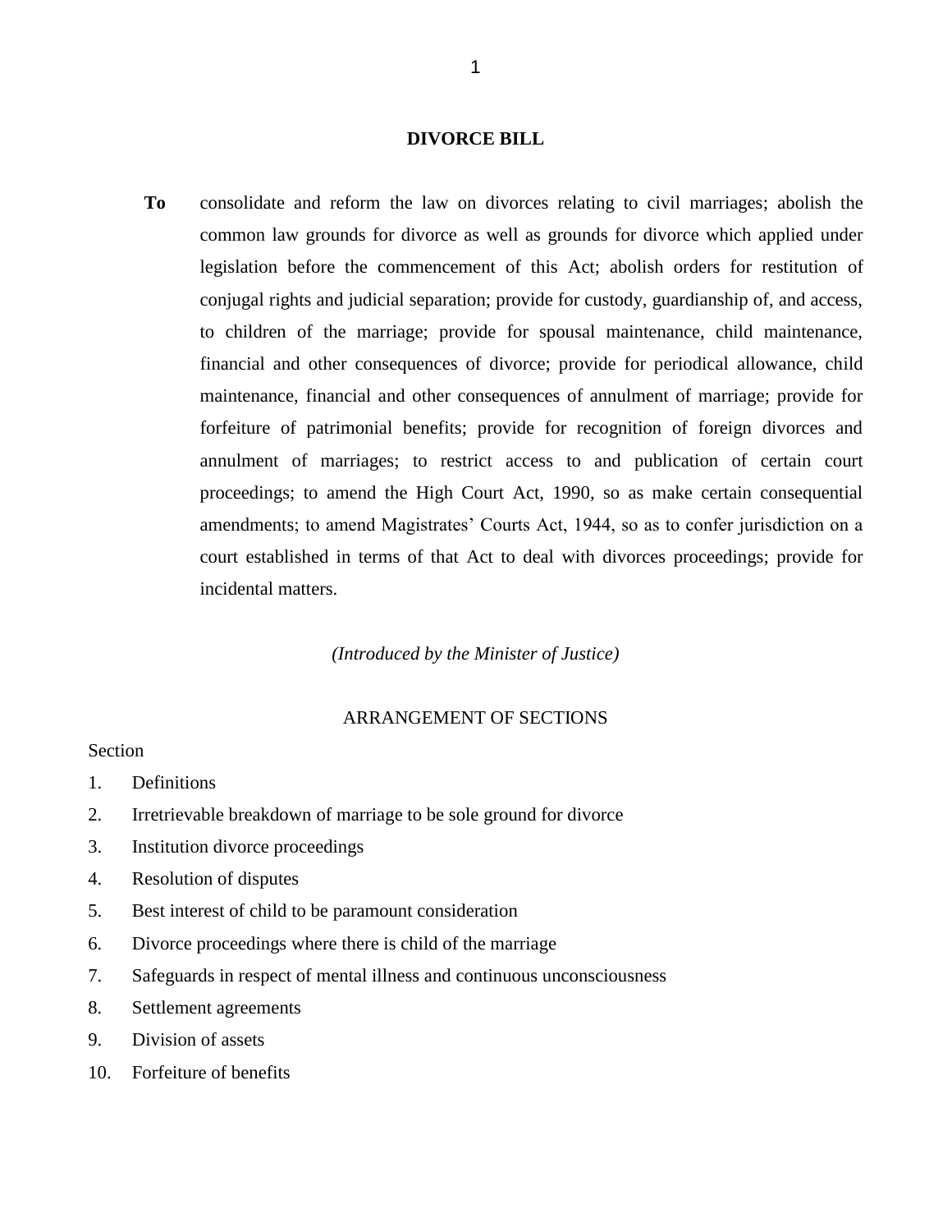# DIVORCE BILL

**To** consolidate and reform the law on divorces relating to civil marriages; abolish the common law grounds for divorce as well as grounds for divorce which applied under legislation before the commencement of this Act; abolish orders for restitution of conjugal rights and judicial separation; provide for custody, guardianship of, and access, to children of the marriage; provide for spousal maintenance, child maintenance, financial and other consequences of divorce; provide for periodical allowance, child maintenance, financial and other consequences of annulment of marriage; provide for forfeiture of patrimonial benefits; provide for recognition of foreign divorces and annulment of marriages; to restrict access to and publication of certain court proceedings; to amend the High Court Act, 1990, so as make certain consequential amendments; to amend Magistrates' Courts Act, 1944, so as to confer jurisdiction on a court established in terms of that Act to deal with divorces proceedings; provide for incidental matters.

*(Introduced by the Minister of Justice)*

## ARRANGEMENT OF SECTIONS

Section

1. Definitions
2. Irretrievable breakdown of marriage to be sole ground for divorce
3. Institution divorce proceedings
4. Resolution of disputes
5. Best interest of child to be paramount consideration
6. Divorce proceedings where there is child of the marriage
7. Safeguards in respect of mental illness and continuous unconsciousness
8. Settlement agreements
9. Division of assets
10. Forfeiture of benefits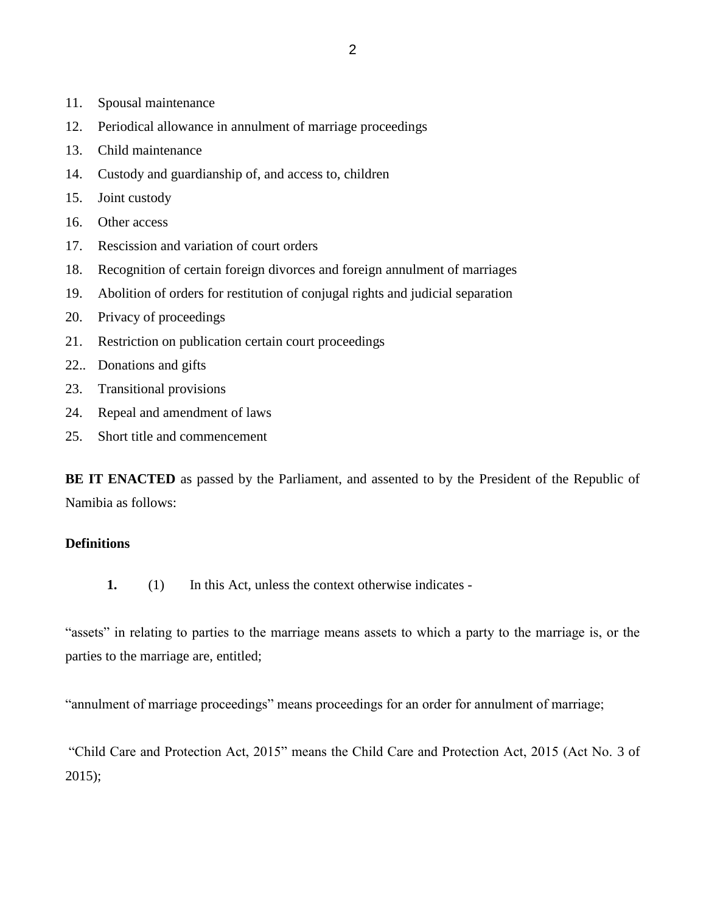11. Spousal maintenance
12. Periodical allowance in annulment of marriage proceedings
13. Child maintenance
14. Custody and guardianship of, and access to, children
15. Joint custody
16. Other access
17. Rescission and variation of court orders
18. Recognition of certain foreign divorces and foreign annulment of marriages
19. Abolition of orders for restitution of conjugal rights and judicial separation
20. Privacy of proceedings
21. Restriction on publication certain court proceedings
22.. Donations and gifts
23. Transitional provisions
24. Repeal and amendment of laws
25. Short title and commencement

**BE IT ENACTED** as passed by the Parliament, and assented to by the President of the Republic of Namibia as follows:

**Definitions**

**1.** (1) In this Act, unless the context otherwise indicates -

"assets" in relating to parties to the marriage means assets to which a party to the marriage is, or the parties to the marriage are, entitled;

"annulment of marriage proceedings" means proceedings for an order for annulment of marriage;

"Child Care and Protection Act, 2015" means the Child Care and Protection Act, 2015 (Act No. 3 of 2015);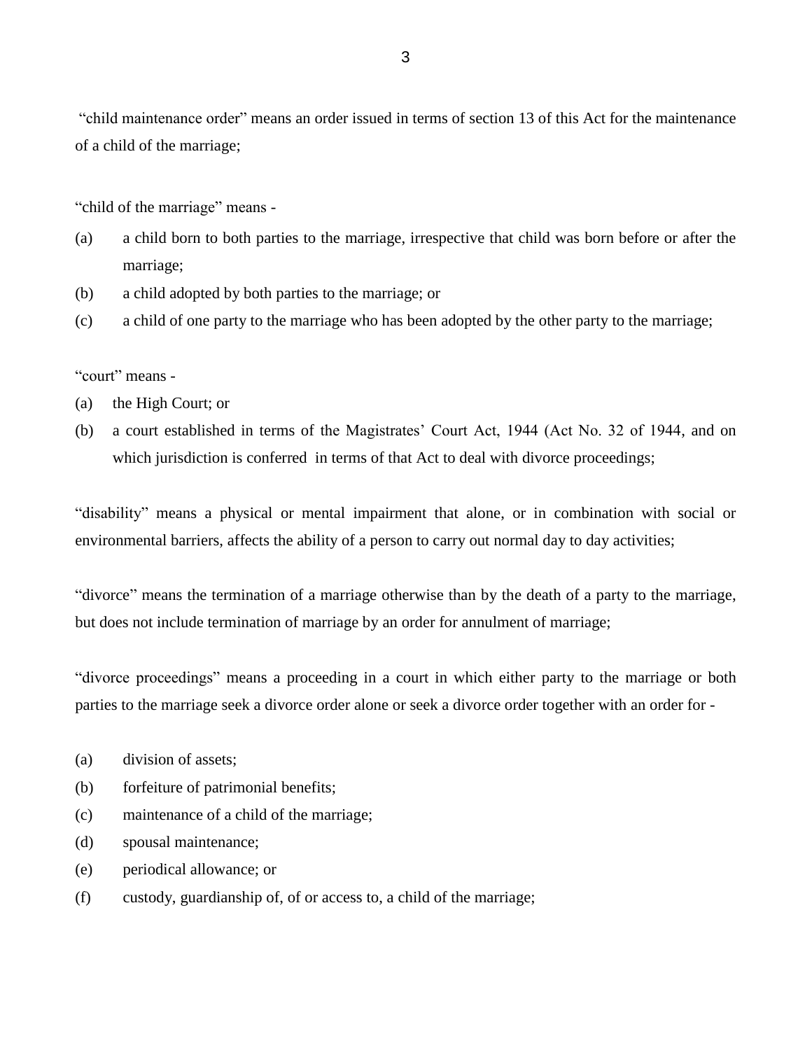"child maintenance order" means an order issued in terms of section 13 of this Act for the maintenance of a child of the marriage;

"child of the marriage" means -

(a) a child born to both parties to the marriage, irrespective that child was born before or after the marriage;
(b) a child adopted by both parties to the marriage; or
(c) a child of one party to the marriage who has been adopted by the other party to the marriage;

"court" means -

(a) the High Court; or
(b) a court established in terms of the Magistrates' Court Act, 1944 (Act No. 32 of 1944, and on which jurisdiction is conferred in terms of that Act to deal with divorce proceedings;

"disability" means a physical or mental impairment that alone, or in combination with social or environmental barriers, affects the ability of a person to carry out normal day to day activities;

"divorce" means the termination of a marriage otherwise than by the death of a party to the marriage, but does not include termination of marriage by an order for annulment of marriage;

"divorce proceedings" means a proceeding in a court in which either party to the marriage or both parties to the marriage seek a divorce order alone or seek a divorce order together with an order for -

(a) division of assets;
(b) forfeiture of patrimonial benefits;
(c) maintenance of a child of the marriage;
(d) spousal maintenance;
(e) periodical allowance; or
(f) custody, guardianship of, of or access to, a child of the marriage;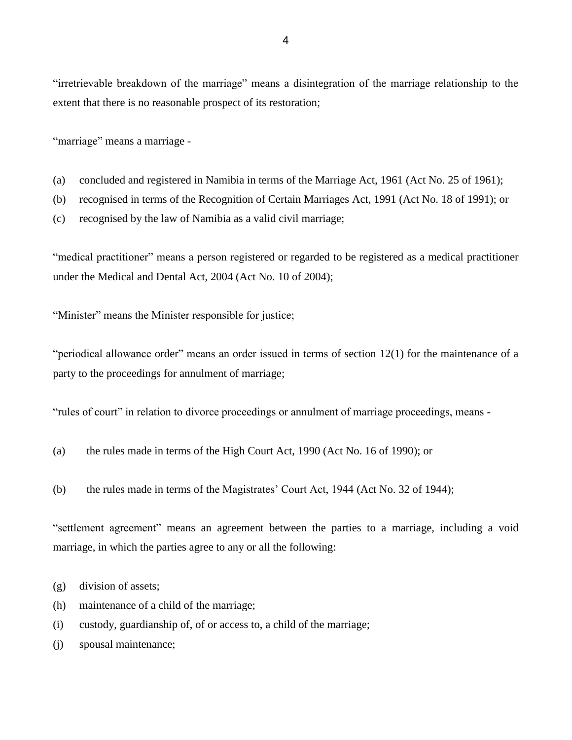"irretrievable breakdown of the marriage" means a disintegration of the marriage relationship to the extent that there is no reasonable prospect of its restoration;

"marriage" means a marriage -

(a) concluded and registered in Namibia in terms of the Marriage Act, 1961 (Act No. 25 of 1961);
(b) recognised in terms of the Recognition of Certain Marriages Act, 1991 (Act No. 18 of 1991); or
(c) recognised by the law of Namibia as a valid civil marriage;

"medical practitioner" means a person registered or regarded to be registered as a medical practitioner under the Medical and Dental Act, 2004 (Act No. 10 of 2004);

"Minister" means the Minister responsible for justice;

"periodical allowance order" means an order issued in terms of section 12(1) for the maintenance of a party to the proceedings for annulment of marriage;

"rules of court" in relation to divorce proceedings or annulment of marriage proceedings, means -

(a) the rules made in terms of the High Court Act, 1990 (Act No. 16 of 1990); or

(b) the rules made in terms of the Magistrates' Court Act, 1944 (Act No. 32 of 1944);

"settlement agreement" means an agreement between the parties to a marriage, including a void marriage, in which the parties agree to any or all the following:

(g) division of assets;
(h) maintenance of a child of the marriage;
(i) custody, guardianship of, of or access to, a child of the marriage;
(j) spousal maintenance;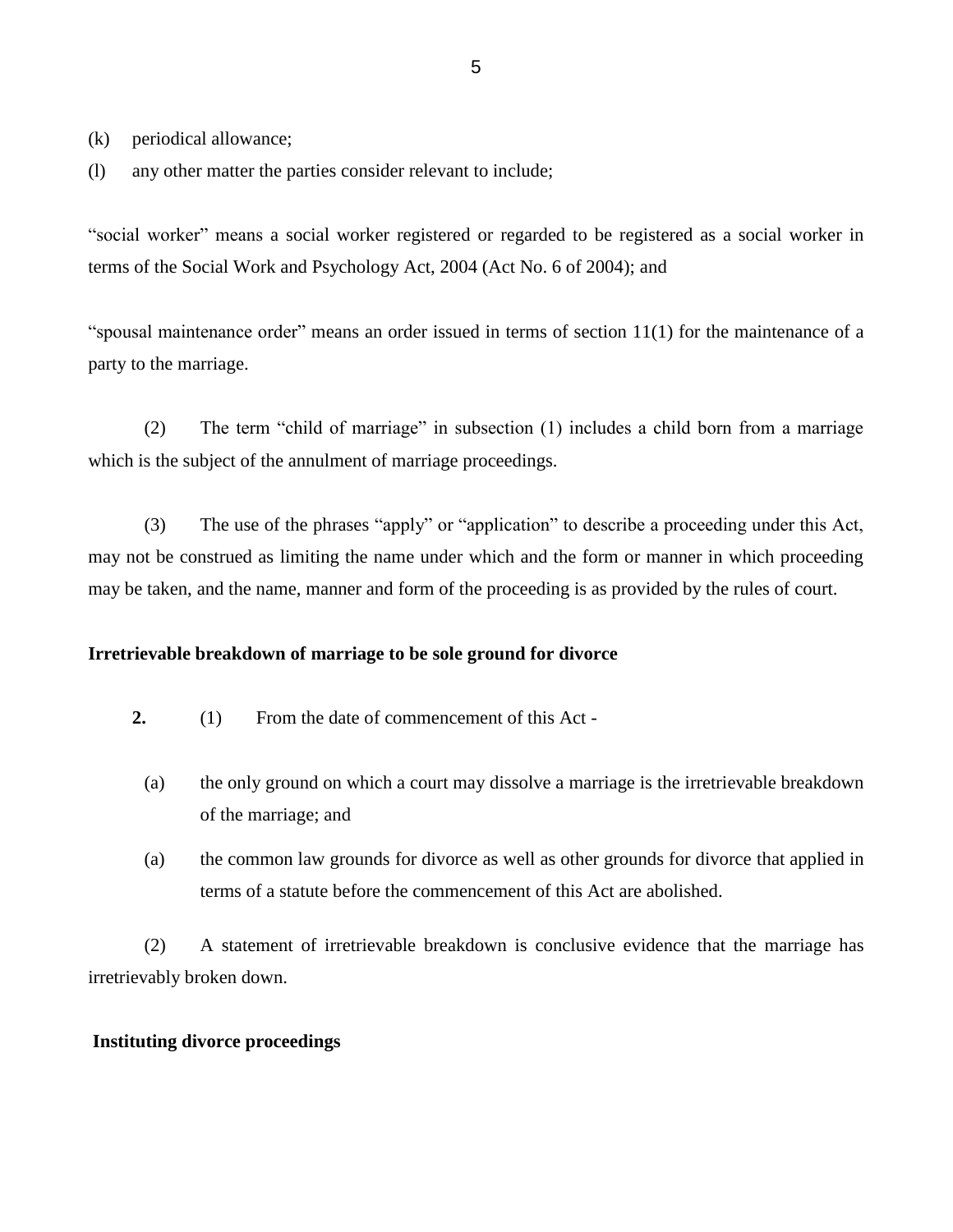(k) periodical allowance;

(l) any other matter the parties consider relevant to include;

"social worker" means a social worker registered or regarded to be registered as a social worker in terms of the Social Work and Psychology Act, 2004 (Act No. 6 of 2004); and

"spousal maintenance order" means an order issued in terms of section 11(1) for the maintenance of a party to the marriage.

(2) The term "child of marriage" in subsection (1) includes a child born from a marriage which is the subject of the annulment of marriage proceedings.

(3) The use of the phrases "apply" or "application" to describe a proceeding under this Act, may not be construed as limiting the name under which and the form or manner in which proceeding may be taken, and the name, manner and form of the proceeding is as provided by the rules of court.

**Irretrievable breakdown of marriage to be sole ground for divorce**

**2.** (1) From the date of commencement of this Act -

(a) the only ground on which a court may dissolve a marriage is the irretrievable breakdown of the marriage; and

(a) the common law grounds for divorce as well as other grounds for divorce that applied in terms of a statute before the commencement of this Act are abolished.

(2) A statement of irretrievable breakdown is conclusive evidence that the marriage has irretrievably broken down.

**Instituting divorce proceedings**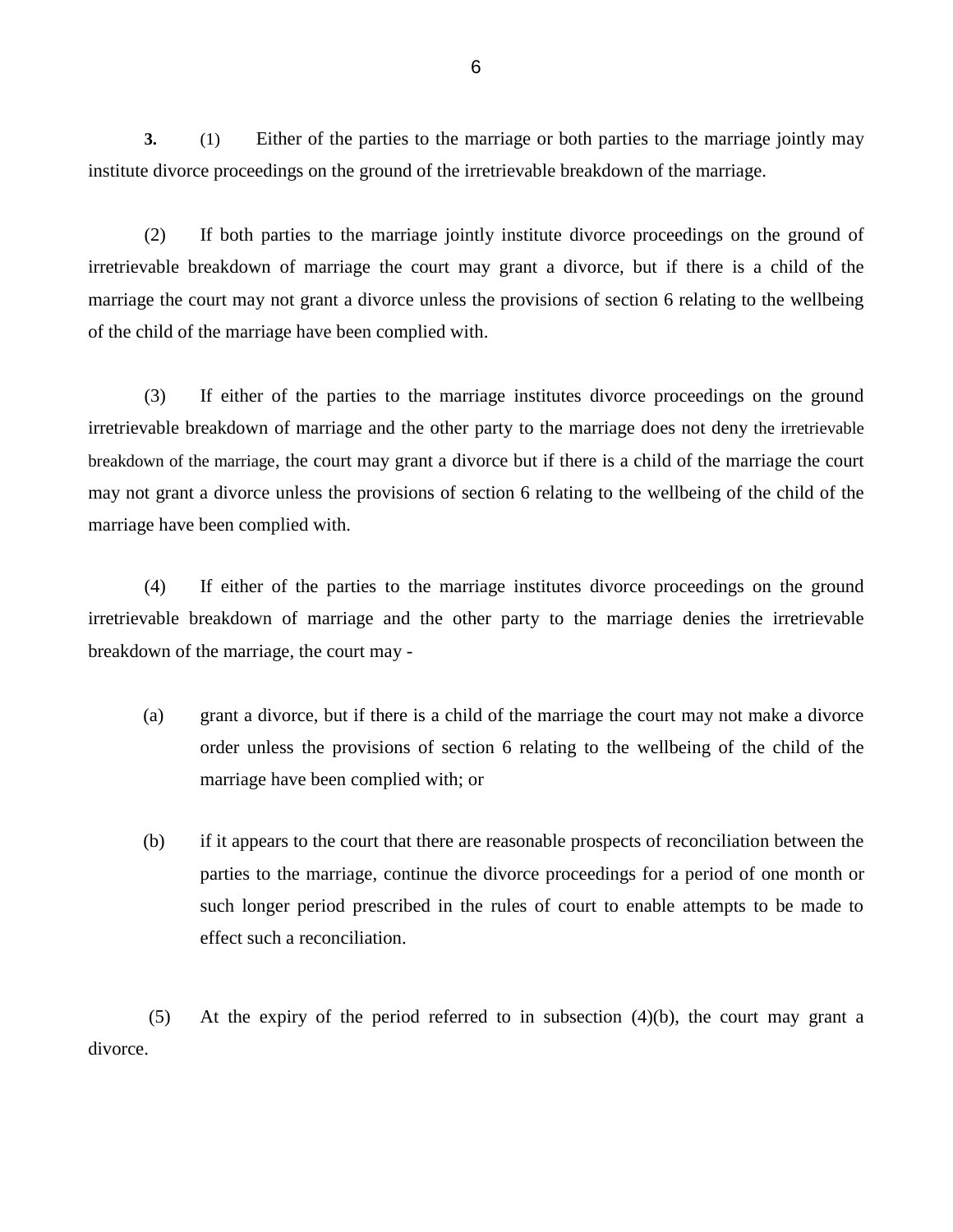**3.** (1) Either of the parties to the marriage or both parties to the marriage jointly may institute divorce proceedings on the ground of the irretrievable breakdown of the marriage.

(2) If both parties to the marriage jointly institute divorce proceedings on the ground of irretrievable breakdown of marriage the court may grant a divorce, but if there is a child of the marriage the court may not grant a divorce unless the provisions of section 6 relating to the wellbeing of the child of the marriage have been complied with.

(3) If either of the parties to the marriage institutes divorce proceedings on the ground irretrievable breakdown of marriage and the other party to the marriage does not deny the irretrievable breakdown of the marriage, the court may grant a divorce but if there is a child of the marriage the court may not grant a divorce unless the provisions of section 6 relating to the wellbeing of the child of the marriage have been complied with.

(4) If either of the parties to the marriage institutes divorce proceedings on the ground irretrievable breakdown of marriage and the other party to the marriage denies the irretrievable breakdown of the marriage, the court may -

(a) grant a divorce, but if there is a child of the marriage the court may not make a divorce order unless the provisions of section 6 relating to the wellbeing of the child of the marriage have been complied with; or

(b) if it appears to the court that there are reasonable prospects of reconciliation between the parties to the marriage, continue the divorce proceedings for a period of one month or such longer period prescribed in the rules of court to enable attempts to be made to effect such a reconciliation.

(5) At the expiry of the period referred to in subsection (4)(b), the court may grant a divorce.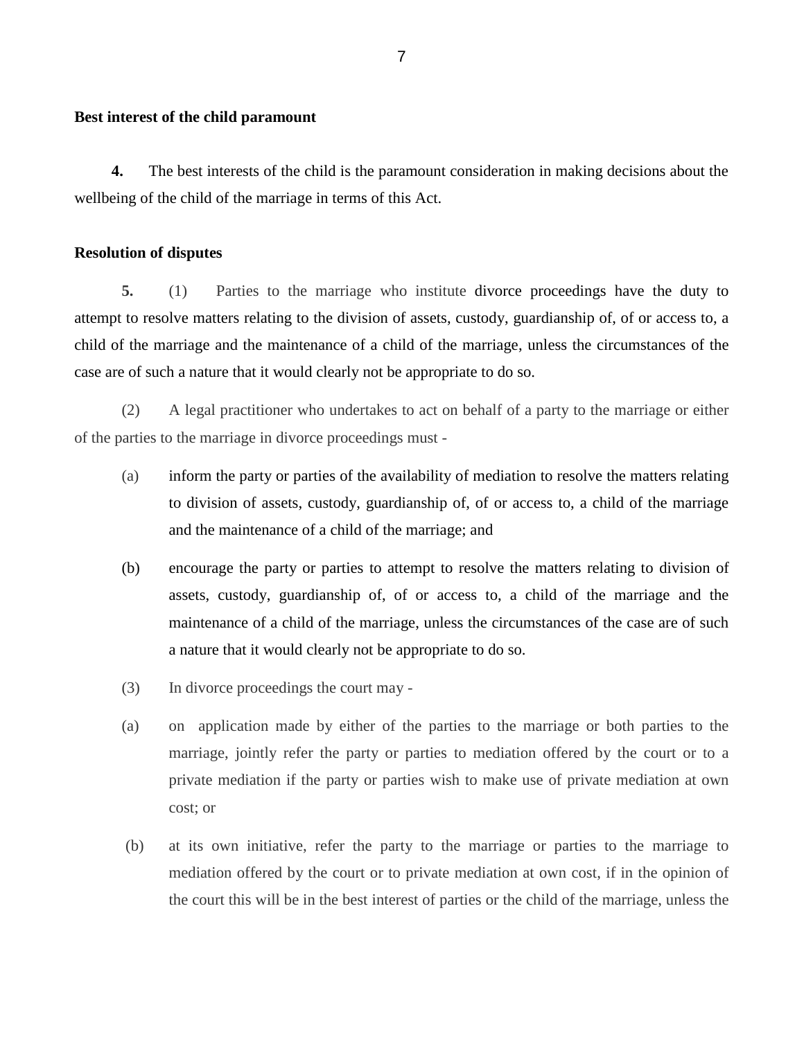**Best interest of the child paramount**

**4.** The best interests of the child is the paramount consideration in making decisions about the wellbeing of the child of the marriage in terms of this Act.

**Resolution of disputes**

**5.** (1) Parties to the marriage who institute divorce proceedings have the duty to attempt to resolve matters relating to the division of assets, custody, guardianship of, of or access to, a child of the marriage and the maintenance of a child of the marriage, unless the circumstances of the case are of such a nature that it would clearly not be appropriate to do so.

(2) A legal practitioner who undertakes to act on behalf of a party to the marriage or either of the parties to the marriage in divorce proceedings must -

(a) inform the party or parties of the availability of mediation to resolve the matters relating to division of assets, custody, guardianship of, of or access to, a child of the marriage and the maintenance of a child of the marriage; and

(b) encourage the party or parties to attempt to resolve the matters relating to division of assets, custody, guardianship of, of or access to, a child of the marriage and the maintenance of a child of the marriage, unless the circumstances of the case are of such a nature that it would clearly not be appropriate to do so.

(3) In divorce proceedings the court may -

(a) on application made by either of the parties to the marriage or both parties to the marriage, jointly refer the party or parties to mediation offered by the court or to a private mediation if the party or parties wish to make use of private mediation at own cost; or

(b) at its own initiative, refer the party to the marriage or parties to the marriage to mediation offered by the court or to private mediation at own cost, if in the opinion of the court this will be in the best interest of parties or the child of the marriage, unless the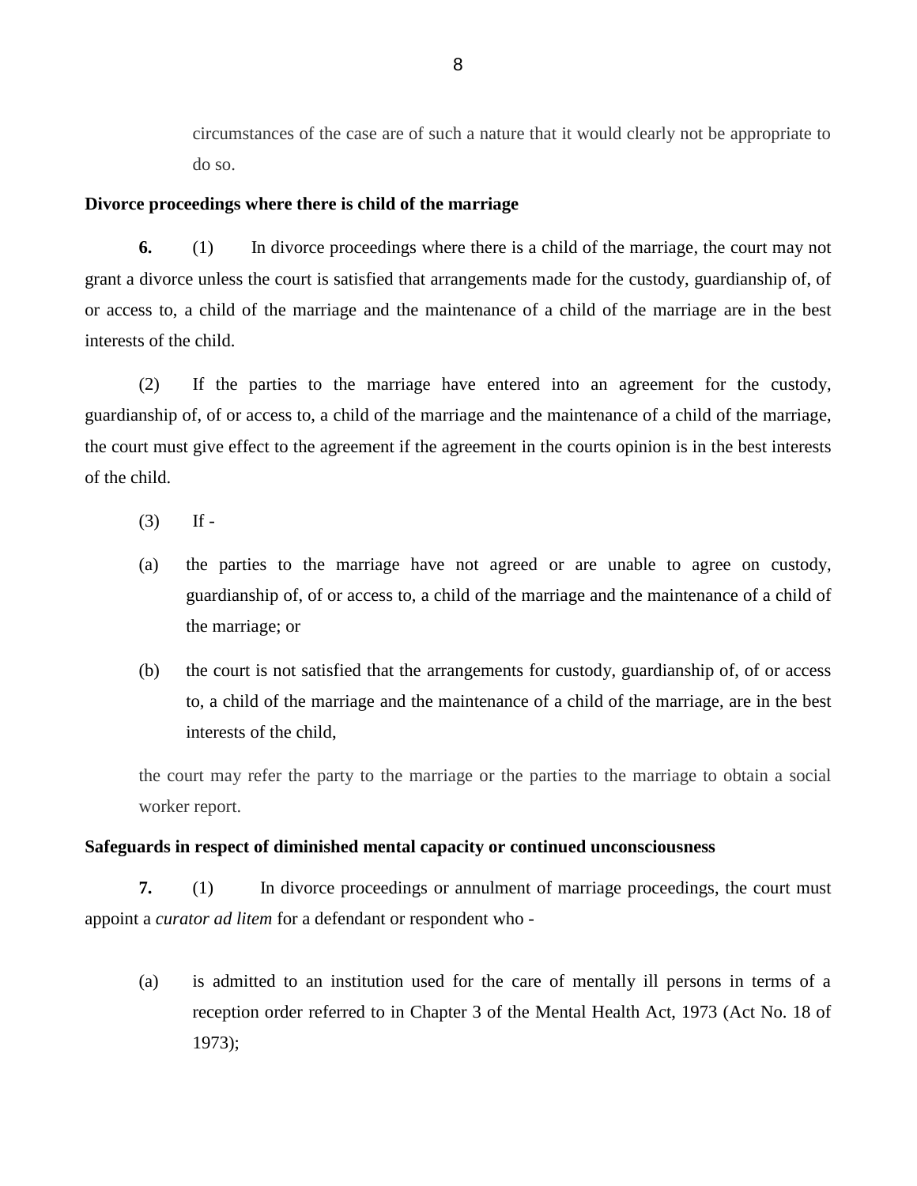circumstances of the case are of such a nature that it would clearly not be appropriate to do so.

**Divorce proceedings where there is child of the marriage**

**6.** (1) In divorce proceedings where there is a child of the marriage, the court may not grant a divorce unless the court is satisfied that arrangements made for the custody, guardianship of, of or access to, a child of the marriage and the maintenance of a child of the marriage are in the best interests of the child.

(2) If the parties to the marriage have entered into an agreement for the custody, guardianship of, of or access to, a child of the marriage and the maintenance of a child of the marriage, the court must give effect to the agreement if the agreement in the courts opinion is in the best interests of the child.

(3) If -

(a) the parties to the marriage have not agreed or are unable to agree on custody, guardianship of, of or access to, a child of the marriage and the maintenance of a child of the marriage; or

(b) the court is not satisfied that the arrangements for custody, guardianship of, of or access to, a child of the marriage and the maintenance of a child of the marriage, are in the best interests of the child,

the court may refer the party to the marriage or the parties to the marriage to obtain a social worker report.

**Safeguards in respect of diminished mental capacity or continued unconsciousness**

**7.** (1) In divorce proceedings or annulment of marriage proceedings, the court must appoint a *curator ad litem* for a defendant or respondent who -

(a) is admitted to an institution used for the care of mentally ill persons in terms of a reception order referred to in Chapter 3 of the Mental Health Act, 1973 (Act No. 18 of 1973);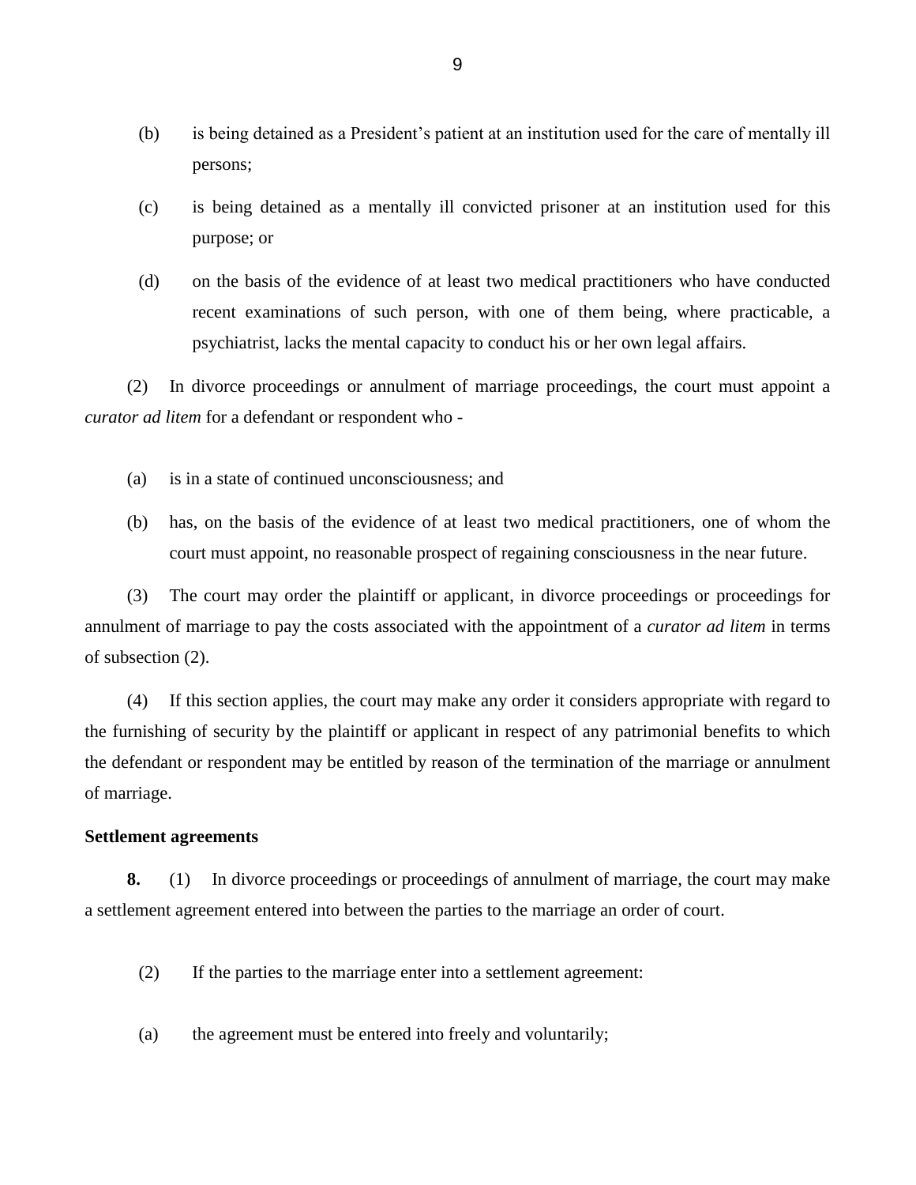(b) is being detained as a President's patient at an institution used for the care of mentally ill persons;

(c) is being detained as a mentally ill convicted prisoner at an institution used for this purpose; or

(d) on the basis of the evidence of at least two medical practitioners who have conducted recent examinations of such person, with one of them being, where practicable, a psychiatrist, lacks the mental capacity to conduct his or her own legal affairs.

(2) In divorce proceedings or annulment of marriage proceedings, the court must appoint a *curator ad litem* for a defendant or respondent who -

(a) is in a state of continued unconsciousness; and

(b) has, on the basis of the evidence of at least two medical practitioners, one of whom the court must appoint, no reasonable prospect of regaining consciousness in the near future.

(3) The court may order the plaintiff or applicant, in divorce proceedings or proceedings for annulment of marriage to pay the costs associated with the appointment of a *curator ad litem* in terms of subsection (2).

(4) If this section applies, the court may make any order it considers appropriate with regard to the furnishing of security by the plaintiff or applicant in respect of any patrimonial benefits to which the defendant or respondent may be entitled by reason of the termination of the marriage or annulment of marriage.

**Settlement agreements**

**8.** (1) In divorce proceedings or proceedings of annulment of marriage, the court may make a settlement agreement entered into between the parties to the marriage an order of court.

(2) If the parties to the marriage enter into a settlement agreement:

(a) the agreement must be entered into freely and voluntarily;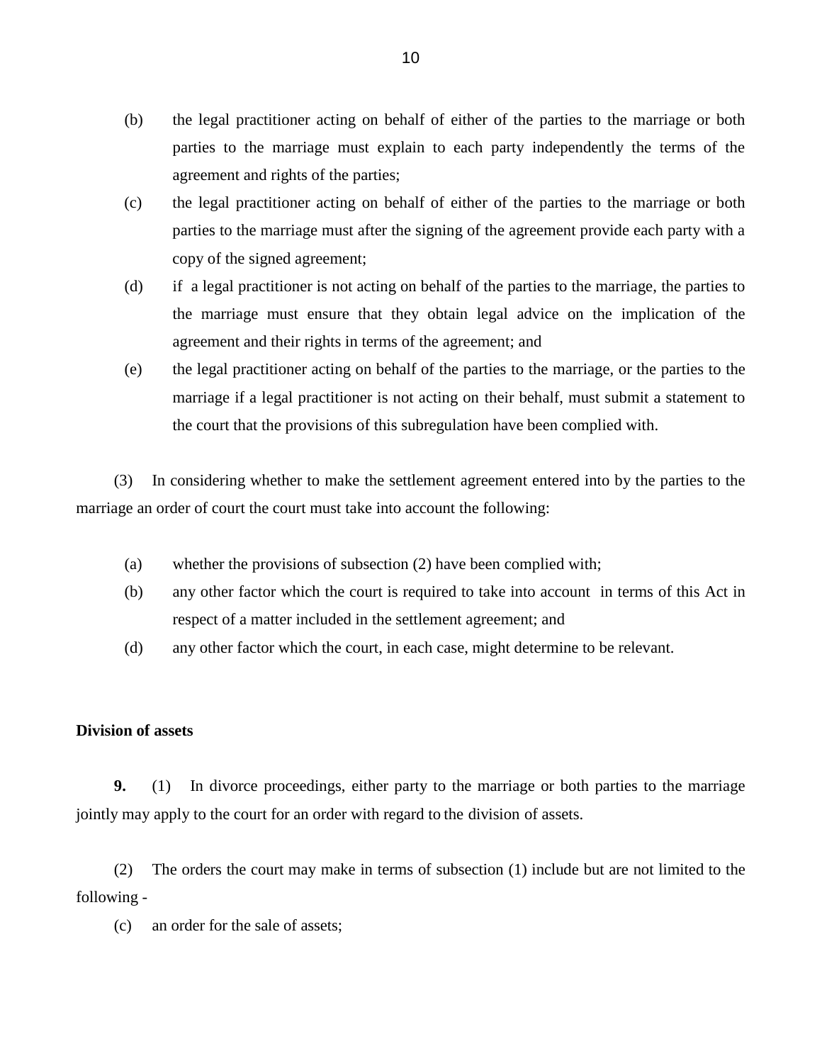(b) the legal practitioner acting on behalf of either of the parties to the marriage or both parties to the marriage must explain to each party independently the terms of the agreement and rights of the parties;

(c) the legal practitioner acting on behalf of either of the parties to the marriage or both parties to the marriage must after the signing of the agreement provide each party with a copy of the signed agreement;

(d) if a legal practitioner is not acting on behalf of the parties to the marriage, the parties to the marriage must ensure that they obtain legal advice on the implication of the agreement and their rights in terms of the agreement; and

(e) the legal practitioner acting on behalf of the parties to the marriage, or the parties to the marriage if a legal practitioner is not acting on their behalf, must submit a statement to the court that the provisions of this subregulation have been complied with.

(3) In considering whether to make the settlement agreement entered into by the parties to the marriage an order of court the court must take into account the following:

(a) whether the provisions of subsection (2) have been complied with;

(b) any other factor which the court is required to take into account in terms of this Act in respect of a matter included in the settlement agreement; and

(d) any other factor which the court, in each case, might determine to be relevant.

**Division of assets**

**9.** (1) In divorce proceedings, either party to the marriage or both parties to the marriage jointly may apply to the court for an order with regard to the division of assets.

(2) The orders the court may make in terms of subsection (1) include but are not limited to the following -

(c) an order for the sale of assets;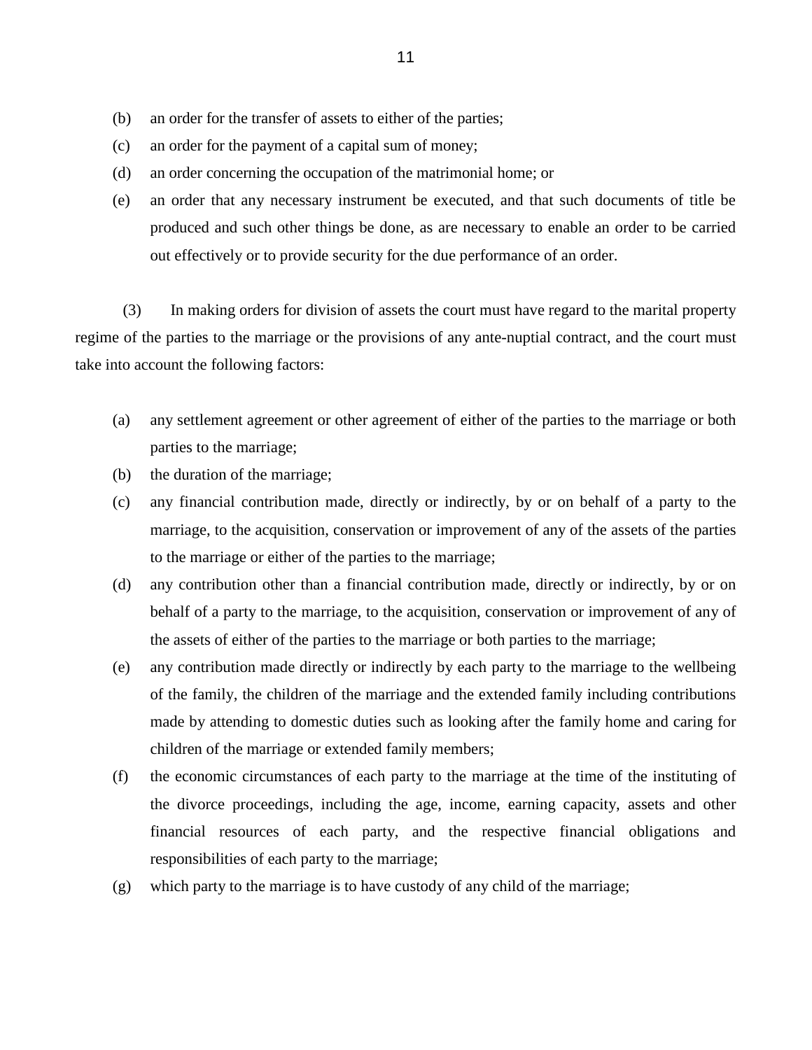(b) an order for the transfer of assets to either of the parties;

(c) an order for the payment of a capital sum of money;

(d) an order concerning the occupation of the matrimonial home; or

(e) an order that any necessary instrument be executed, and that such documents of title be produced and such other things be done, as are necessary to enable an order to be carried out effectively or to provide security for the due performance of an order.

(3) In making orders for division of assets the court must have regard to the marital property regime of the parties to the marriage or the provisions of any ante-nuptial contract, and the court must take into account the following factors:

(a) any settlement agreement or other agreement of either of the parties to the marriage or both parties to the marriage;

(b) the duration of the marriage;

(c) any financial contribution made, directly or indirectly, by or on behalf of a party to the marriage, to the acquisition, conservation or improvement of any of the assets of the parties to the marriage or either of the parties to the marriage;

(d) any contribution other than a financial contribution made, directly or indirectly, by or on behalf of a party to the marriage, to the acquisition, conservation or improvement of any of the assets of either of the parties to the marriage or both parties to the marriage;

(e) any contribution made directly or indirectly by each party to the marriage to the wellbeing of the family, the children of the marriage and the extended family including contributions made by attending to domestic duties such as looking after the family home and caring for children of the marriage or extended family members;

(f) the economic circumstances of each party to the marriage at the time of the instituting of the divorce proceedings, including the age, income, earning capacity, assets and other financial resources of each party, and the respective financial obligations and responsibilities of each party to the marriage;

(g) which party to the marriage is to have custody of any child of the marriage;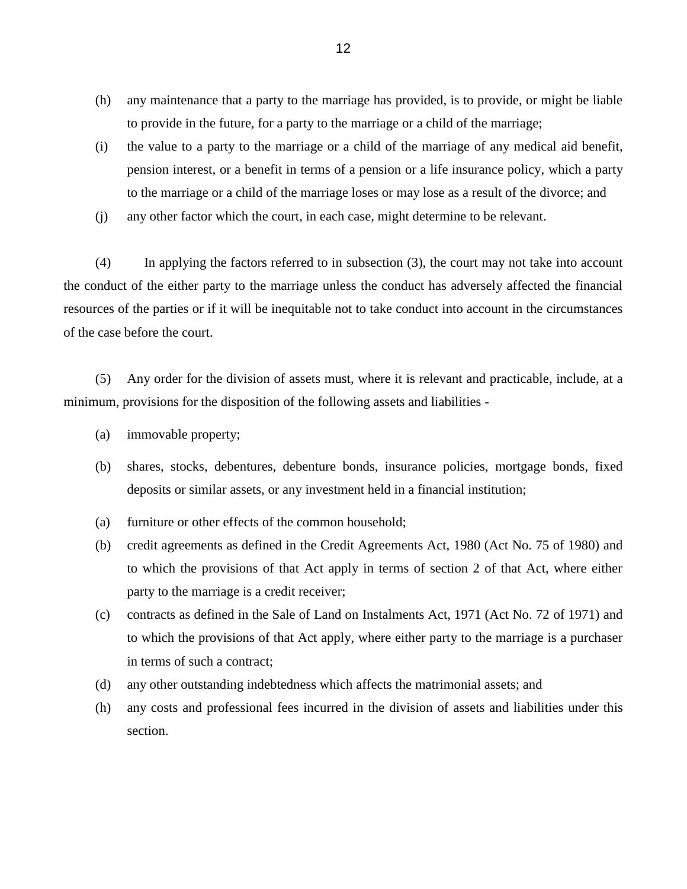(h) any maintenance that a party to the marriage has provided, is to provide, or might be liable to provide in the future, for a party to the marriage or a child of the marriage;

(i) the value to a party to the marriage or a child of the marriage of any medical aid benefit, pension interest, or a benefit in terms of a pension or a life insurance policy, which a party to the marriage or a child of the marriage loses or may lose as a result of the divorce; and

(j) any other factor which the court, in each case, might determine to be relevant.

(4) In applying the factors referred to in subsection (3), the court may not take into account the conduct of the either party to the marriage unless the conduct has adversely affected the financial resources of the parties or if it will be inequitable not to take conduct into account in the circumstances of the case before the court.

(5) Any order for the division of assets must, where it is relevant and practicable, include, at a minimum, provisions for the disposition of the following assets and liabilities -

(a) immovable property;

(b) shares, stocks, debentures, debenture bonds, insurance policies, mortgage bonds, fixed deposits or similar assets, or any investment held in a financial institution;

(a) furniture or other effects of the common household;

(b) credit agreements as defined in the Credit Agreements Act, 1980 (Act No. 75 of 1980) and to which the provisions of that Act apply in terms of section 2 of that Act, where either party to the marriage is a credit receiver;

(c) contracts as defined in the Sale of Land on Instalments Act, 1971 (Act No. 72 of 1971) and to which the provisions of that Act apply, where either party to the marriage is a purchaser in terms of such a contract;

(d) any other outstanding indebtedness which affects the matrimonial assets; and

(h) any costs and professional fees incurred in the division of assets and liabilities under this section.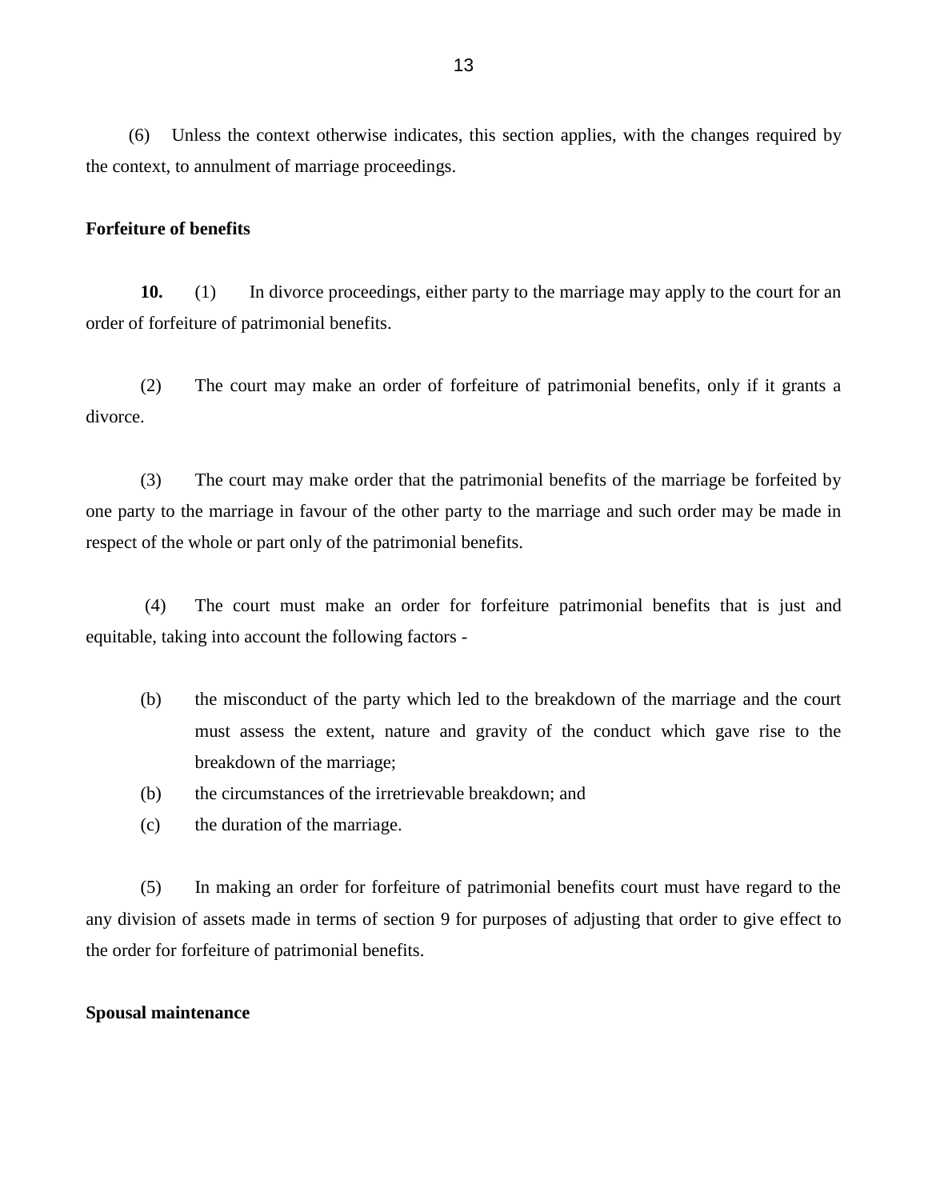(6) Unless the context otherwise indicates, this section applies, with the changes required by the context, to annulment of marriage proceedings.

**Forfeiture of benefits**

**10.** (1) In divorce proceedings, either party to the marriage may apply to the court for an order of forfeiture of patrimonial benefits.

(2) The court may make an order of forfeiture of patrimonial benefits, only if it grants a divorce.

(3) The court may make order that the patrimonial benefits of the marriage be forfeited by one party to the marriage in favour of the other party to the marriage and such order may be made in respect of the whole or part only of the patrimonial benefits.

(4) The court must make an order for forfeiture patrimonial benefits that is just and equitable, taking into account the following factors -

(b) the misconduct of the party which led to the breakdown of the marriage and the court must assess the extent, nature and gravity of the conduct which gave rise to the breakdown of the marriage;

(b) the circumstances of the irretrievable breakdown; and

(c) the duration of the marriage.

(5) In making an order for forfeiture of patrimonial benefits court must have regard to the any division of assets made in terms of section 9 for purposes of adjusting that order to give effect to the order for forfeiture of patrimonial benefits.

**Spousal maintenance**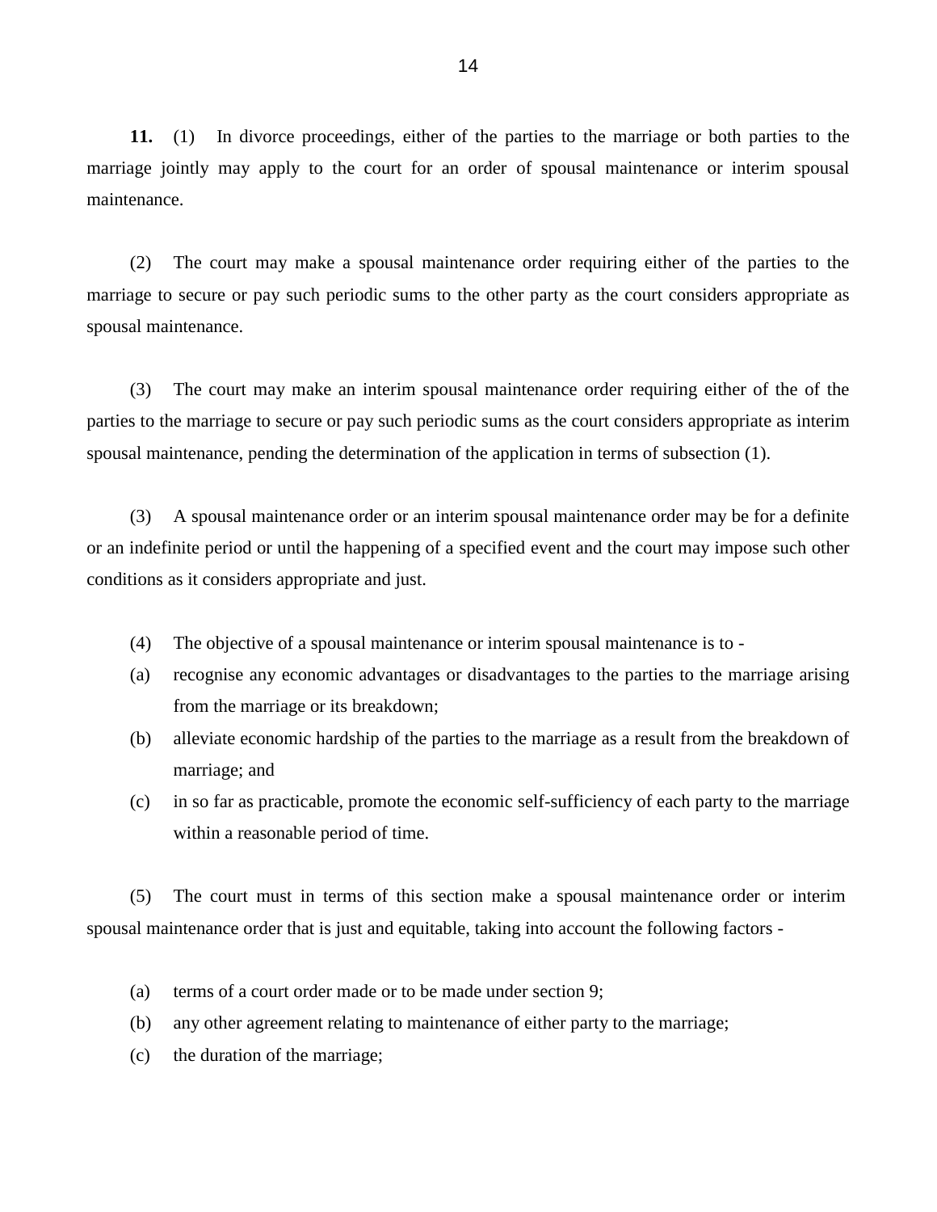**11.** (1) In divorce proceedings, either of the parties to the marriage or both parties to the marriage jointly may apply to the court for an order of spousal maintenance or interim spousal maintenance.

(2) The court may make a spousal maintenance order requiring either of the parties to the marriage to secure or pay such periodic sums to the other party as the court considers appropriate as spousal maintenance.

(3) The court may make an interim spousal maintenance order requiring either of the of the parties to the marriage to secure or pay such periodic sums as the court considers appropriate as interim spousal maintenance, pending the determination of the application in terms of subsection (1).

(3) A spousal maintenance order or an interim spousal maintenance order may be for a definite or an indefinite period or until the happening of a specified event and the court may impose such other conditions as it considers appropriate and just.

(4) The objective of a spousal maintenance or interim spousal maintenance is to -

(a) recognise any economic advantages or disadvantages to the parties to the marriage arising from the marriage or its breakdown;

(b) alleviate economic hardship of the parties to the marriage as a result from the breakdown of marriage; and

(c) in so far as practicable, promote the economic self-sufficiency of each party to the marriage within a reasonable period of time.

(5) The court must in terms of this section make a spousal maintenance order or interim spousal maintenance order that is just and equitable, taking into account the following factors -

(a) terms of a court order made or to be made under section 9;

(b) any other agreement relating to maintenance of either party to the marriage;

(c) the duration of the marriage;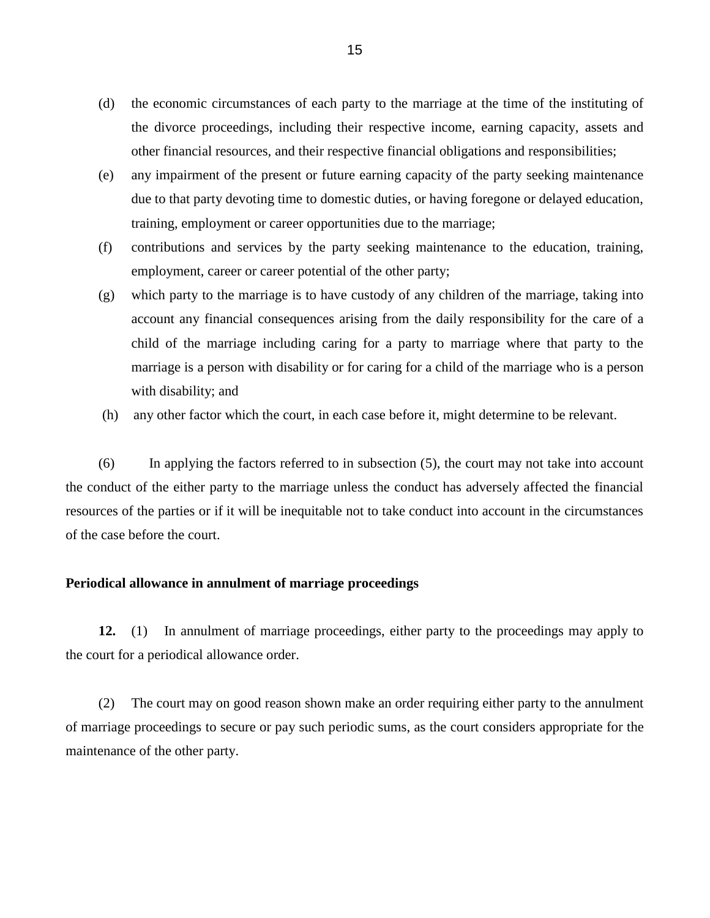(d) the economic circumstances of each party to the marriage at the time of the instituting of the divorce proceedings, including their respective income, earning capacity, assets and other financial resources, and their respective financial obligations and responsibilities;

(e) any impairment of the present or future earning capacity of the party seeking maintenance due to that party devoting time to domestic duties, or having foregone or delayed education, training, employment or career opportunities due to the marriage;

(f) contributions and services by the party seeking maintenance to the education, training, employment, career or career potential of the other party;

(g) which party to the marriage is to have custody of any children of the marriage, taking into account any financial consequences arising from the daily responsibility for the care of a child of the marriage including caring for a party to marriage where that party to the marriage is a person with disability or for caring for a child of the marriage who is a person with disability; and

(h) any other factor which the court, in each case before it, might determine to be relevant.

(6) In applying the factors referred to in subsection (5), the court may not take into account the conduct of the either party to the marriage unless the conduct has adversely affected the financial resources of the parties or if it will be inequitable not to take conduct into account in the circumstances of the case before the court.

**Periodical allowance in annulment of marriage proceedings**

**12.** (1) In annulment of marriage proceedings, either party to the proceedings may apply to the court for a periodical allowance order.

(2) The court may on good reason shown make an order requiring either party to the annulment of marriage proceedings to secure or pay such periodic sums, as the court considers appropriate for the maintenance of the other party.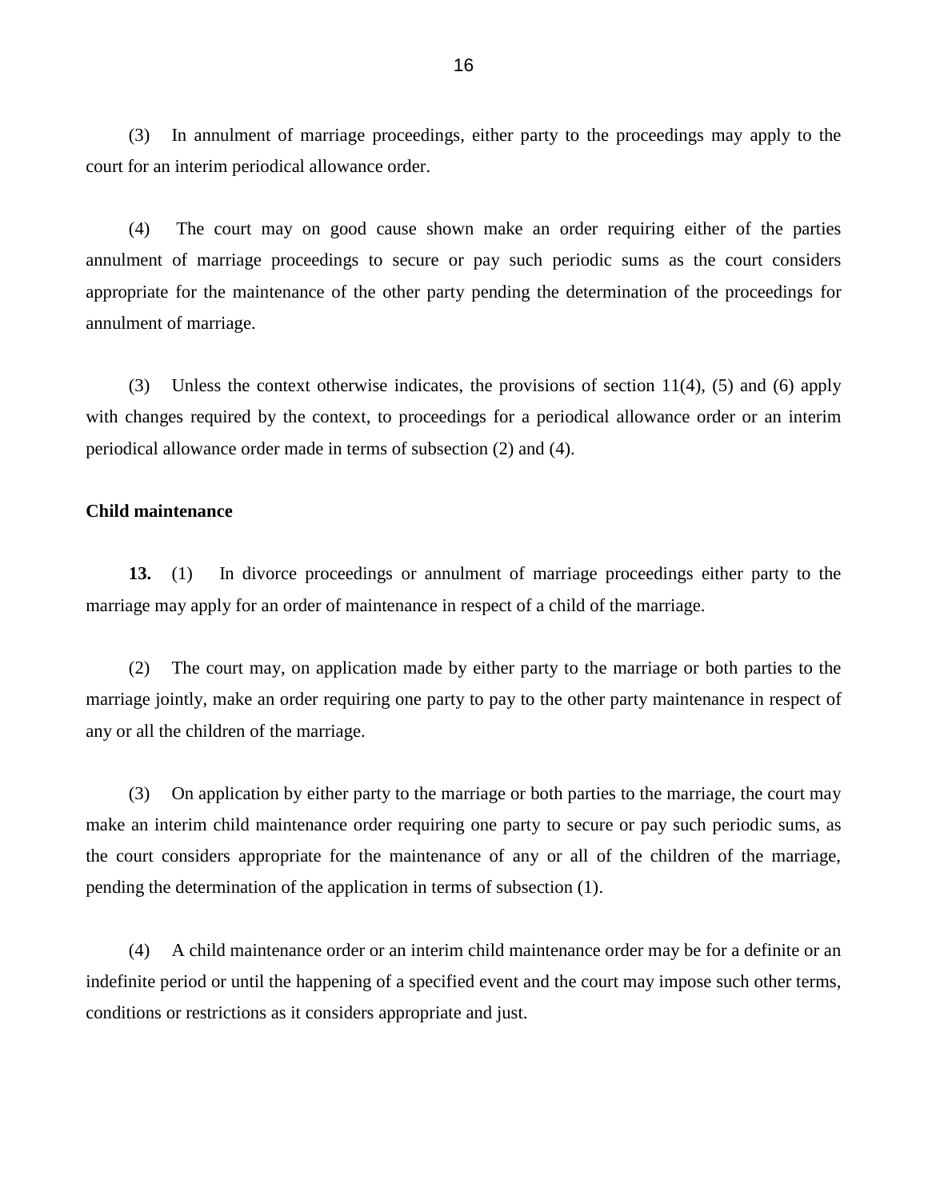(3) In annulment of marriage proceedings, either party to the proceedings may apply to the court for an interim periodical allowance order.

(4) The court may on good cause shown make an order requiring either of the parties annulment of marriage proceedings to secure or pay such periodic sums as the court considers appropriate for the maintenance of the other party pending the determination of the proceedings for annulment of marriage.

(3) Unless the context otherwise indicates, the provisions of section 11(4), (5) and (6) apply with changes required by the context, to proceedings for a periodical allowance order or an interim periodical allowance order made in terms of subsection (2) and (4).

**Child maintenance**

**13.** (1) In divorce proceedings or annulment of marriage proceedings either party to the marriage may apply for an order of maintenance in respect of a child of the marriage.

(2) The court may, on application made by either party to the marriage or both parties to the marriage jointly, make an order requiring one party to pay to the other party maintenance in respect of any or all the children of the marriage.

(3) On application by either party to the marriage or both parties to the marriage, the court may make an interim child maintenance order requiring one party to secure or pay such periodic sums, as the court considers appropriate for the maintenance of any or all of the children of the marriage, pending the determination of the application in terms of subsection (1).

(4) A child maintenance order or an interim child maintenance order may be for a definite or an indefinite period or until the happening of a specified event and the court may impose such other terms, conditions or restrictions as it considers appropriate and just.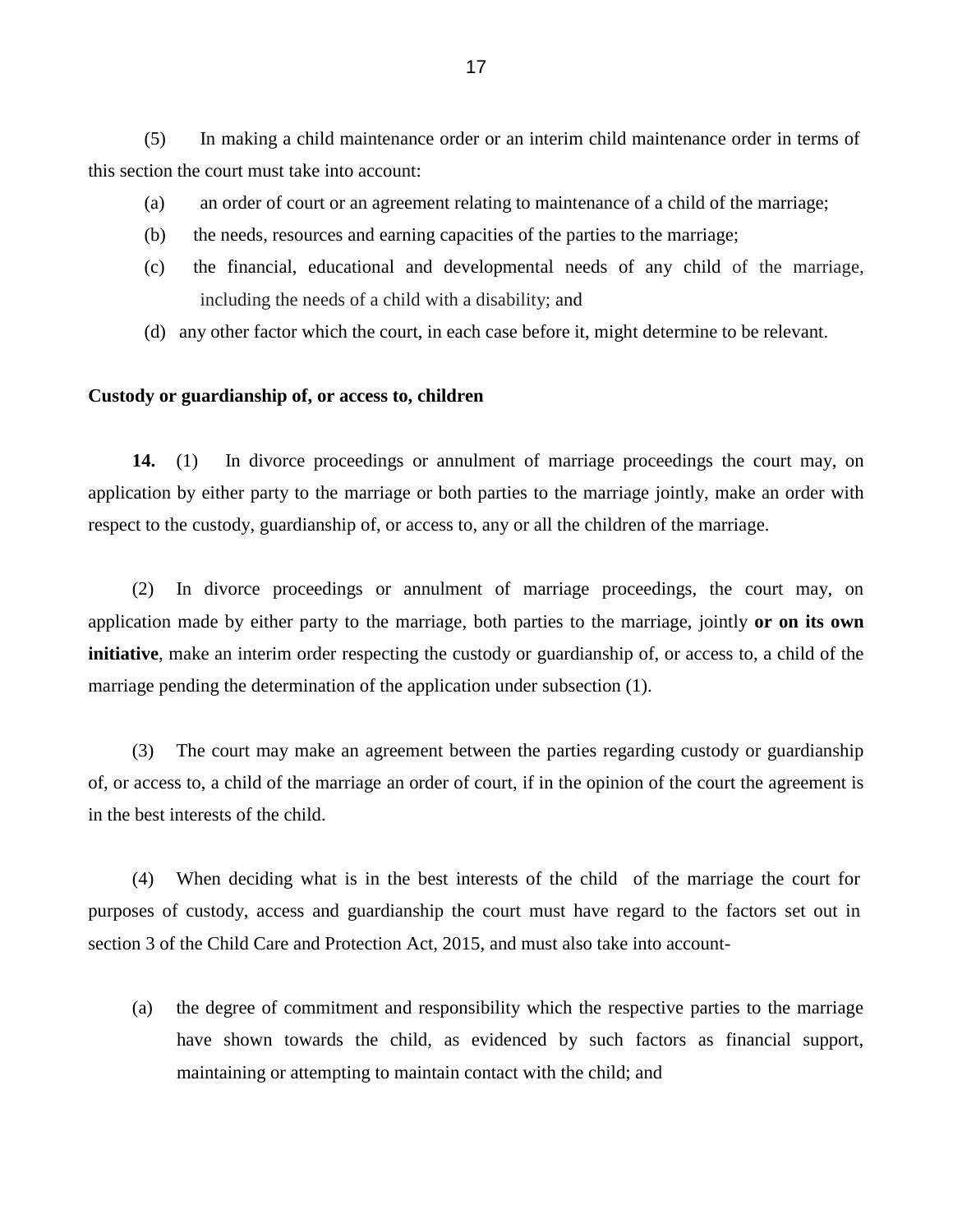(5) In making a child maintenance order or an interim child maintenance order in terms of this section the court must take into account:

(a) an order of court or an agreement relating to maintenance of a child of the marriage;

(b) the needs, resources and earning capacities of the parties to the marriage;

(c) the financial, educational and developmental needs of any child of the marriage, including the needs of a child with a disability; and

(d) any other factor which the court, in each case before it, might determine to be relevant.

**Custody or guardianship of, or access to, children**

**14.** (1) In divorce proceedings or annulment of marriage proceedings the court may, on application by either party to the marriage or both parties to the marriage jointly, make an order with respect to the custody, guardianship of, or access to, any or all the children of the marriage.

(2) In divorce proceedings or annulment of marriage proceedings, the court may, on application made by either party to the marriage, both parties to the marriage, jointly **or on its own initiative**, make an interim order respecting the custody or guardianship of, or access to, a child of the marriage pending the determination of the application under subsection (1).

(3) The court may make an agreement between the parties regarding custody or guardianship of, or access to, a child of the marriage an order of court, if in the opinion of the court the agreement is in the best interests of the child.

(4) When deciding what is in the best interests of the child of the marriage the court for purposes of custody, access and guardianship the court must have regard to the factors set out in section 3 of the Child Care and Protection Act, 2015, and must also take into account-

(a) the degree of commitment and responsibility which the respective parties to the marriage have shown towards the child, as evidenced by such factors as financial support, maintaining or attempting to maintain contact with the child; and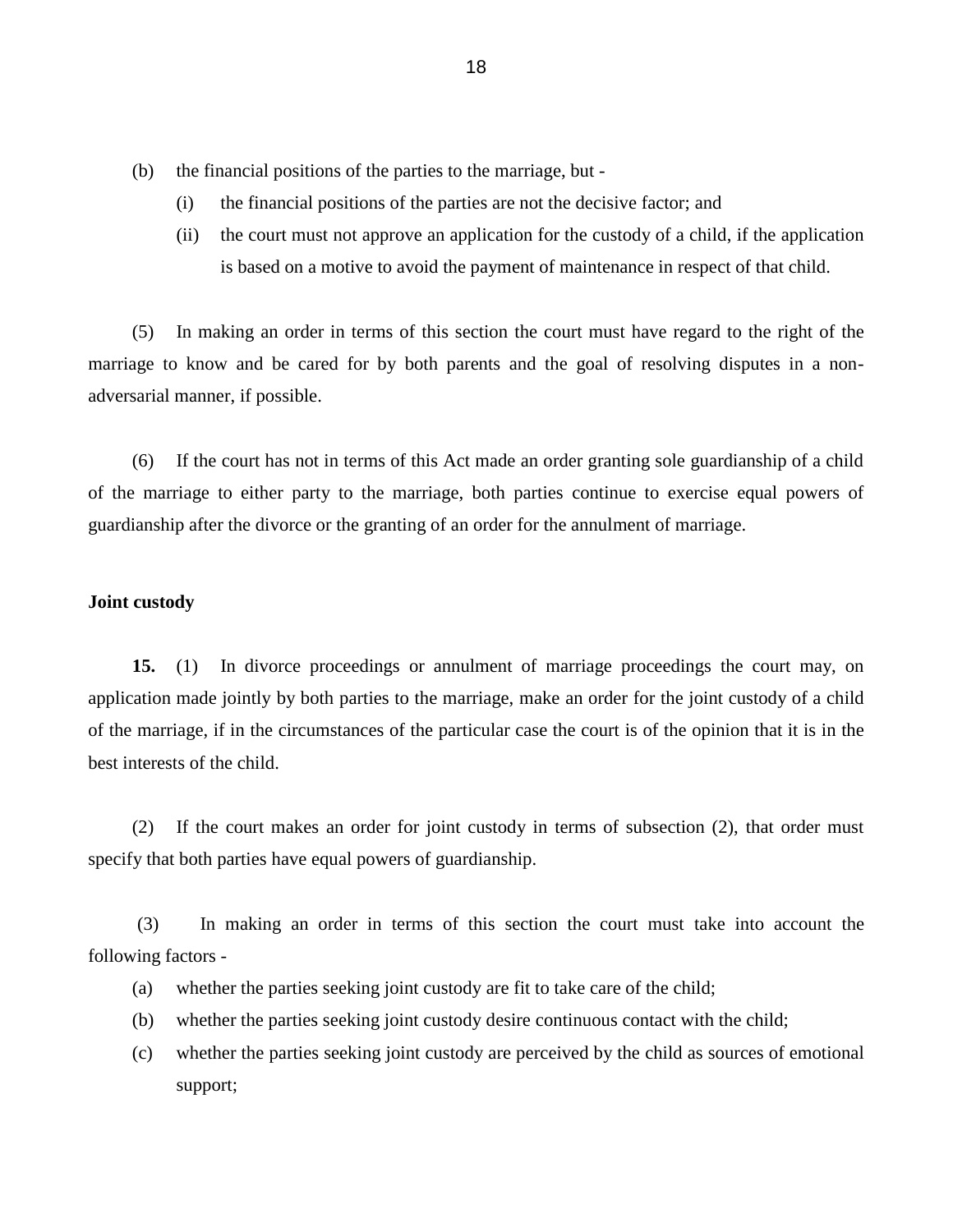(b) the financial positions of the parties to the marriage, but -

   (i) the financial positions of the parties are not the decisive factor; and

   (ii) the court must not approve an application for the custody of a child, if the application is based on a motive to avoid the payment of maintenance in respect of that child.

(5) In making an order in terms of this section the court must have regard to the right of the marriage to know and be cared for by both parents and the goal of resolving disputes in a non-adversarial manner, if possible.

(6) If the court has not in terms of this Act made an order granting sole guardianship of a child of the marriage to either party to the marriage, both parties continue to exercise equal powers of guardianship after the divorce or the granting of an order for the annulment of marriage.

**Joint custody**

**15.** (1) In divorce proceedings or annulment of marriage proceedings the court may, on application made jointly by both parties to the marriage, make an order for the joint custody of a child of the marriage, if in the circumstances of the particular case the court is of the opinion that it is in the best interests of the child.

(2) If the court makes an order for joint custody in terms of subsection (2), that order must specify that both parties have equal powers of guardianship.

(3) In making an order in terms of this section the court must take into account the following factors -

(a) whether the parties seeking joint custody are fit to take care of the child;

(b) whether the parties seeking joint custody desire continuous contact with the child;

(c) whether the parties seeking joint custody are perceived by the child as sources of emotional support;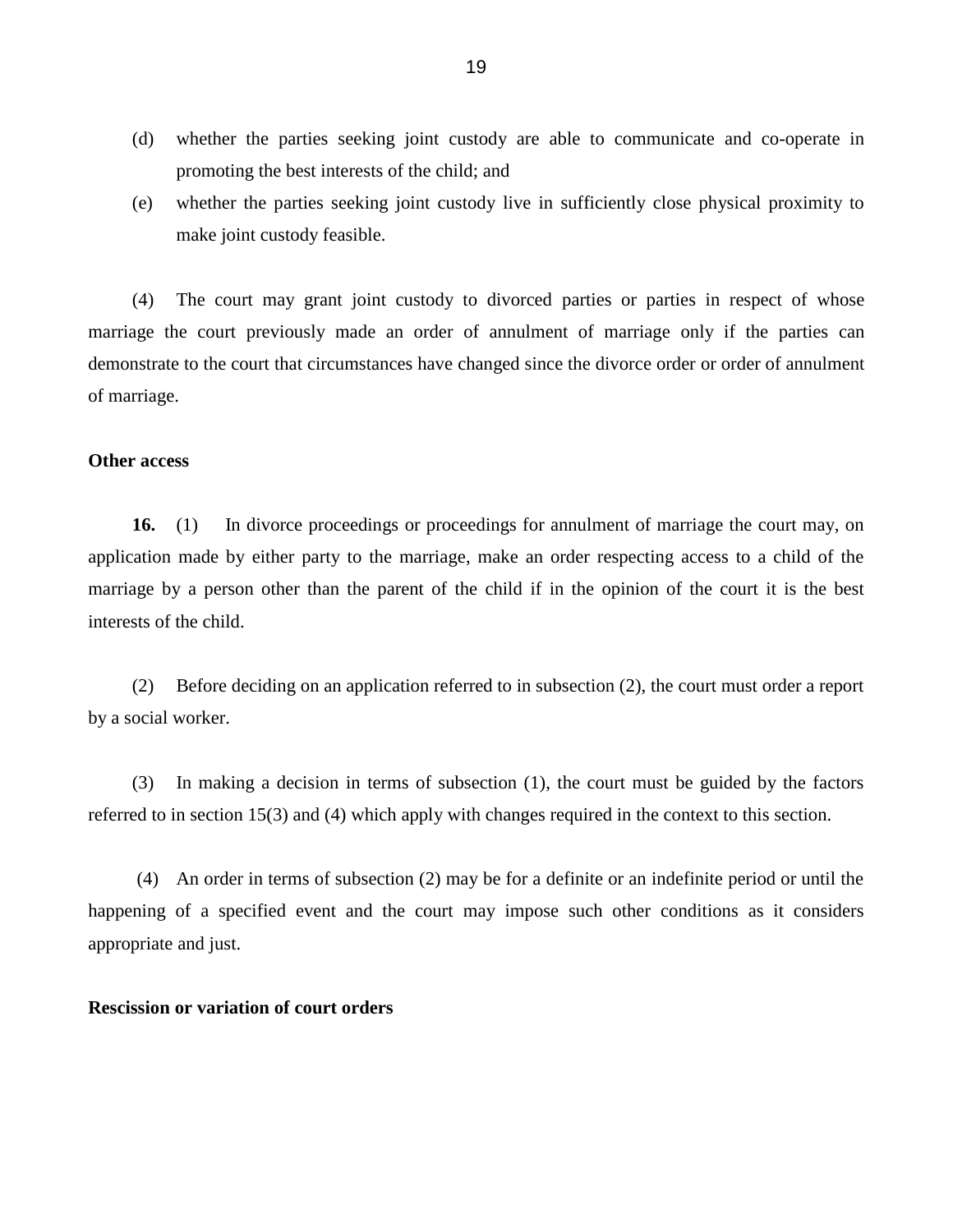(d) whether the parties seeking joint custody are able to communicate and co-operate in promoting the best interests of the child; and

(e) whether the parties seeking joint custody live in sufficiently close physical proximity to make joint custody feasible.

(4) The court may grant joint custody to divorced parties or parties in respect of whose marriage the court previously made an order of annulment of marriage only if the parties can demonstrate to the court that circumstances have changed since the divorce order or order of annulment of marriage.

**Other access**

**16.** (1) In divorce proceedings or proceedings for annulment of marriage the court may, on application made by either party to the marriage, make an order respecting access to a child of the marriage by a person other than the parent of the child if in the opinion of the court it is the best interests of the child.

(2) Before deciding on an application referred to in subsection (2), the court must order a report by a social worker.

(3) In making a decision in terms of subsection (1), the court must be guided by the factors referred to in section 15(3) and (4) which apply with changes required in the context to this section.

(4) An order in terms of subsection (2) may be for a definite or an indefinite period or until the happening of a specified event and the court may impose such other conditions as it considers appropriate and just.

**Rescission or variation of court orders**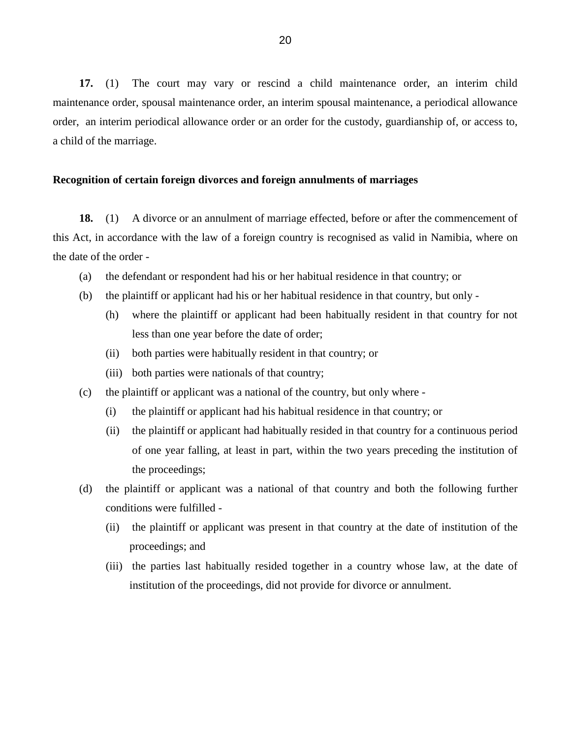**17.** (1) The court may vary or rescind a child maintenance order, an interim child maintenance order, spousal maintenance order, an interim spousal maintenance, a periodical allowance order, an interim periodical allowance order or an order for the custody, guardianship of, or access to, a child of the marriage.

**Recognition of certain foreign divorces and foreign annulments of marriages**

**18.** (1) A divorce or an annulment of marriage effected, before or after the commencement of this Act, in accordance with the law of a foreign country is recognised as valid in Namibia, where on the date of the order -

(a) the defendant or respondent had his or her habitual residence in that country; or

(b) the plaintiff or applicant had his or her habitual residence in that country, but only -

(h) where the plaintiff or applicant had been habitually resident in that country for not less than one year before the date of order;

(ii) both parties were habitually resident in that country; or

(iii) both parties were nationals of that country;

(c) the plaintiff or applicant was a national of the country, but only where -

(i) the plaintiff or applicant had his habitual residence in that country; or

(ii) the plaintiff or applicant had habitually resided in that country for a continuous period of one year falling, at least in part, within the two years preceding the institution of the proceedings;

(d) the plaintiff or applicant was a national of that country and both the following further conditions were fulfilled -

(ii) the plaintiff or applicant was present in that country at the date of institution of the proceedings; and

(iii) the parties last habitually resided together in a country whose law, at the date of institution of the proceedings, did not provide for divorce or annulment.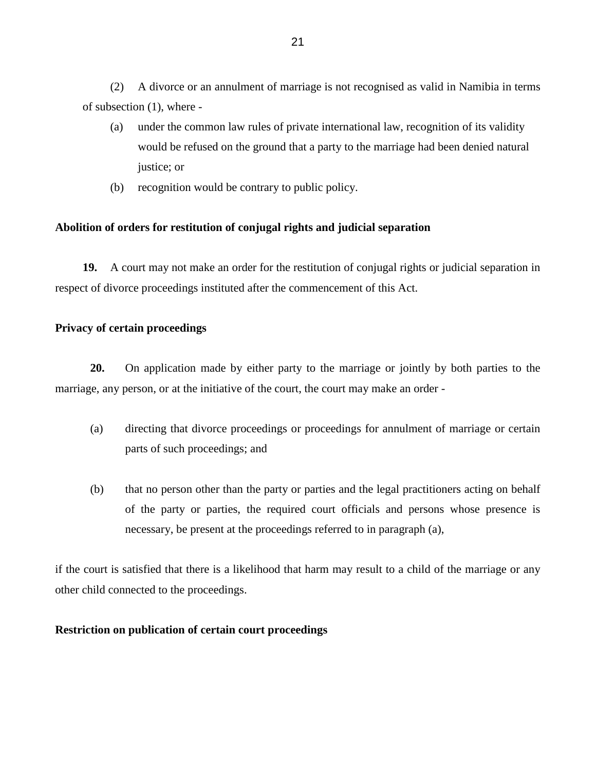(2) A divorce or an annulment of marriage is not recognised as valid in Namibia in terms of subsection (1), where -

(a) under the common law rules of private international law, recognition of its validity would be refused on the ground that a party to the marriage had been denied natural justice; or

(b) recognition would be contrary to public policy.

**Abolition of orders for restitution of conjugal rights and judicial separation**

**19.** A court may not make an order for the restitution of conjugal rights or judicial separation in respect of divorce proceedings instituted after the commencement of this Act.

**Privacy of certain proceedings**

**20.** On application made by either party to the marriage or jointly by both parties to the marriage, any person, or at the initiative of the court, the court may make an order -

(a) directing that divorce proceedings or proceedings for annulment of marriage or certain parts of such proceedings; and

(b) that no person other than the party or parties and the legal practitioners acting on behalf of the party or parties, the required court officials and persons whose presence is necessary, be present at the proceedings referred to in paragraph (a),

if the court is satisfied that there is a likelihood that harm may result to a child of the marriage or any other child connected to the proceedings.

**Restriction on publication of certain court proceedings**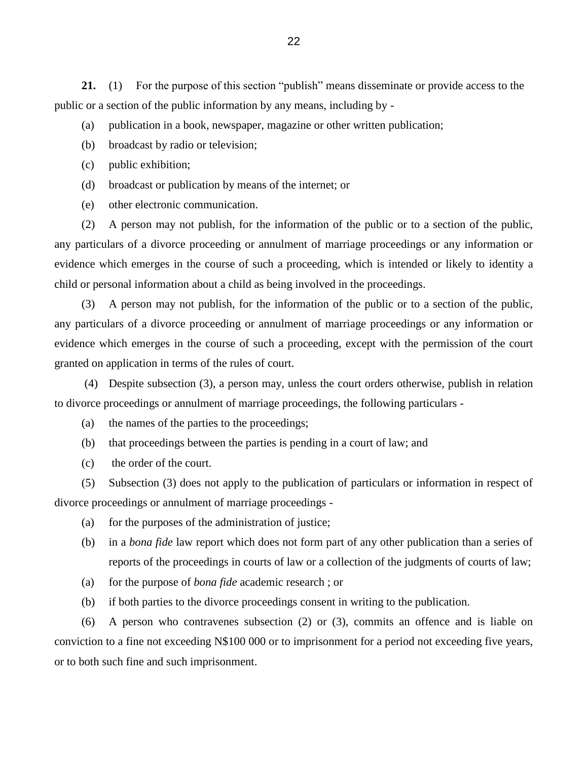**21.** (1) For the purpose of this section "publish" means disseminate or provide access to the public or a section of the public information by any means, including by -

(a) publication in a book, newspaper, magazine or other written publication;

(b) broadcast by radio or television;

(c) public exhibition;

(d) broadcast or publication by means of the internet; or

(e) other electronic communication.

(2) A person may not publish, for the information of the public or to a section of the public, any particulars of a divorce proceeding or annulment of marriage proceedings or any information or evidence which emerges in the course of such a proceeding, which is intended or likely to identity a child or personal information about a child as being involved in the proceedings.

(3) A person may not publish, for the information of the public or to a section of the public, any particulars of a divorce proceeding or annulment of marriage proceedings or any information or evidence which emerges in the course of such a proceeding, except with the permission of the court granted on application in terms of the rules of court.

(4) Despite subsection (3), a person may, unless the court orders otherwise, publish in relation to divorce proceedings or annulment of marriage proceedings, the following particulars -

(a) the names of the parties to the proceedings;

(b) that proceedings between the parties is pending in a court of law; and

(c) the order of the court.

(5) Subsection (3) does not apply to the publication of particulars or information in respect of divorce proceedings or annulment of marriage proceedings -

(a) for the purposes of the administration of justice;

(b) in a *bona fide* law report which does not form part of any other publication than a series of reports of the proceedings in courts of law or a collection of the judgments of courts of law;

(a) for the purpose of *bona fide* academic research ; or

(b) if both parties to the divorce proceedings consent in writing to the publication.

(6) A person who contravenes subsection (2) or (3), commits an offence and is liable on conviction to a fine not exceeding N$100 000 or to imprisonment for a period not exceeding five years, or to both such fine and such imprisonment.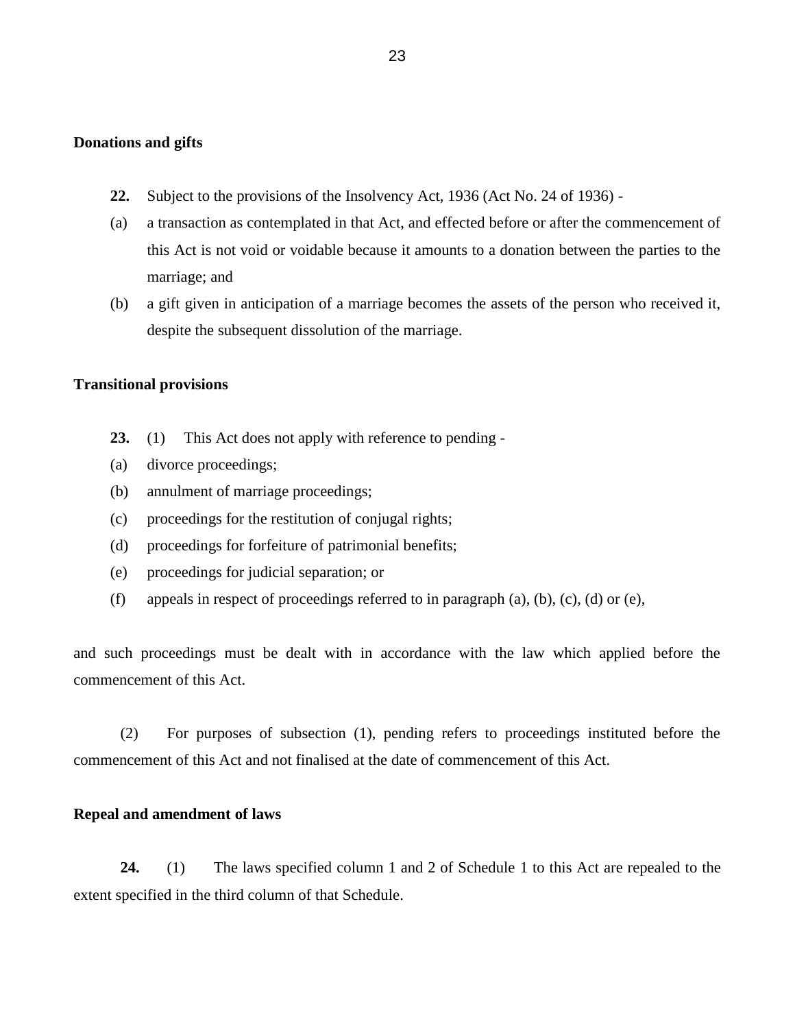**Donations and gifts**

**22.** Subject to the provisions of the Insolvency Act, 1936 (Act No. 24 of 1936) -

(a) a transaction as contemplated in that Act, and effected before or after the commencement of this Act is not void or voidable because it amounts to a donation between the parties to the marriage; and

(b) a gift given in anticipation of a marriage becomes the assets of the person who received it, despite the subsequent dissolution of the marriage.

**Transitional provisions**

**23.** (1) This Act does not apply with reference to pending -

(a) divorce proceedings;

(b) annulment of marriage proceedings;

(c) proceedings for the restitution of conjugal rights;

(d) proceedings for forfeiture of patrimonial benefits;

(e) proceedings for judicial separation; or

(f) appeals in respect of proceedings referred to in paragraph (a), (b), (c), (d) or (e),

and such proceedings must be dealt with in accordance with the law which applied before the commencement of this Act.

(2) For purposes of subsection (1), pending refers to proceedings instituted before the commencement of this Act and not finalised at the date of commencement of this Act.

**Repeal and amendment of laws**

**24.** (1) The laws specified column 1 and 2 of Schedule 1 to this Act are repealed to the extent specified in the third column of that Schedule.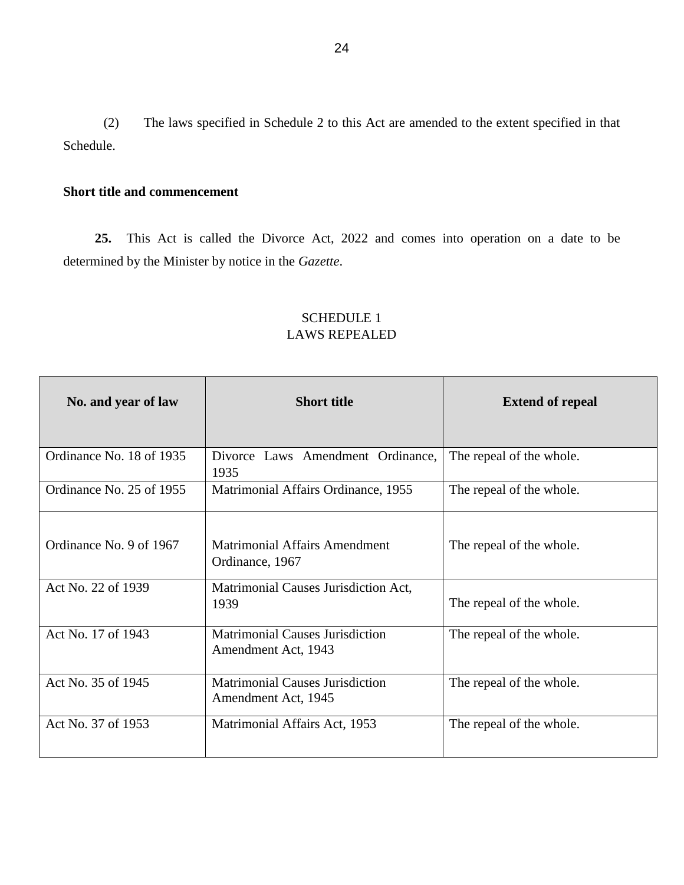(2) The laws specified in Schedule 2 to this Act are amended to the extent specified in that Schedule.

### Short title and commencement

**25.** This Act is called the Divorce Act, 2022 and comes into operation on a date to be determined by the Minister by notice in the *Gazette*.

SCHEDULE 1
LAWS REPEALED

| No. and year of law | Short title | Extend of repeal |
| --- | --- | --- |
| Ordinance No. 18 of 1935 | Divorce Laws Amendment Ordinance, 1935 | The repeal of the whole. |
| Ordinance No. 25 of 1955 | Matrimonial Affairs Ordinance, 1955 | The repeal of the whole. |
| Ordinance No. 9 of 1967 | Matrimonial Affairs Amendment Ordinance, 1967 | The repeal of the whole. |
| Act No. 22 of 1939 | Matrimonial Causes Jurisdiction Act, 1939 | The repeal of the whole. |
| Act No. 17 of 1943 | Matrimonial Causes Jurisdiction Amendment Act, 1943 | The repeal of the whole. |
| Act No. 35 of 1945 | Matrimonial Causes Jurisdiction Amendment Act, 1945 | The repeal of the whole. |
| Act No. 37 of 1953 | Matrimonial Affairs Act, 1953 | The repeal of the whole. |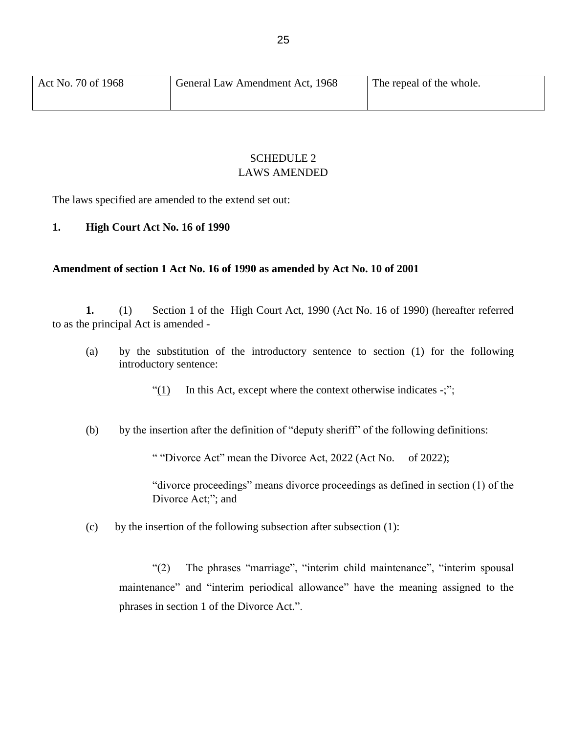| Act No. 70 of 1968 | General Law Amendment Act, 1968 | The repeal of the whole. |
| --- | --- | --- |

SCHEDULE 2
LAWS AMENDED

The laws specified are amended to the extend set out:

**1. High Court Act No. 16 of 1990**

**Amendment of section 1 Act No. 16 of 1990 as amended by Act No. 10 of 2001**

**1.** (1) Section 1 of the High Court Act, 1990 (Act No. 16 of 1990) (hereafter referred to as the principal Act is amended -

(a) by the substitution of the introductory sentence to section (1) for the following introductory sentence:

"(1) In this Act, except where the context otherwise indicates -;";

(b) by the insertion after the definition of "deputy sheriff" of the following definitions:

" "Divorce Act" mean the Divorce Act, 2022 (Act No. of 2022);

"divorce proceedings" means divorce proceedings as defined in section (1) of the Divorce Act;"; and

(c) by the insertion of the following subsection after subsection (1):

"(2) The phrases "marriage", "interim child maintenance", "interim spousal maintenance" and "interim periodical allowance" have the meaning assigned to the phrases in section 1 of the Divorce Act.".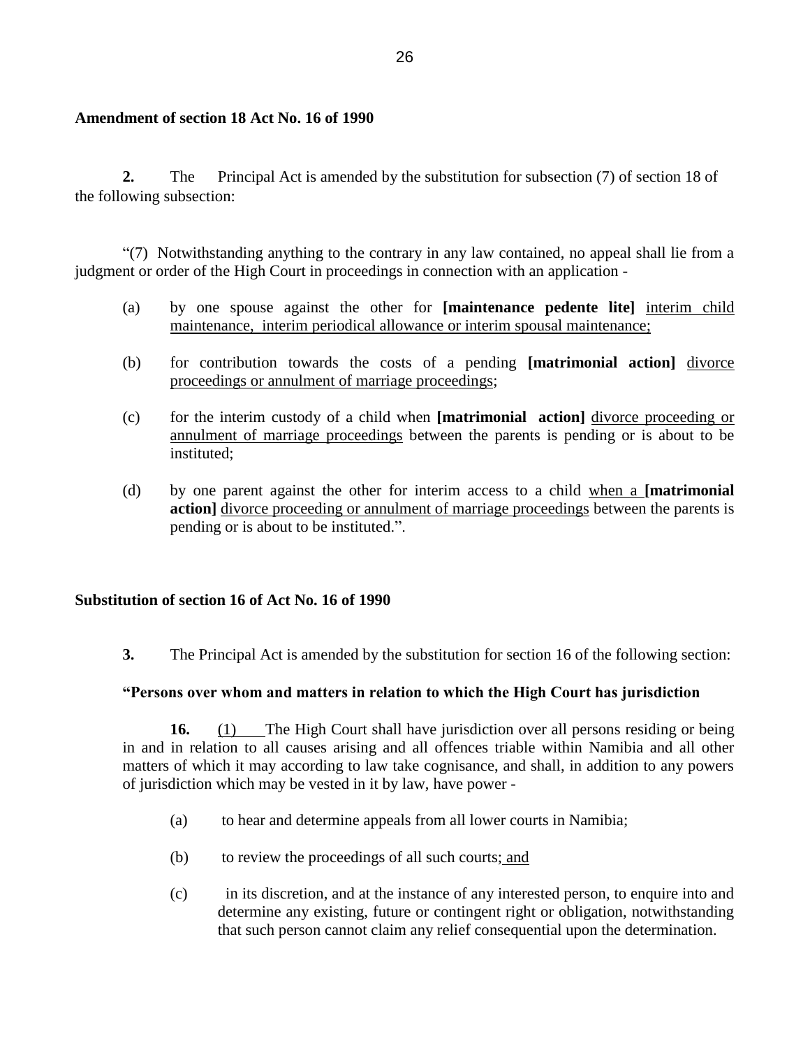**Amendment of section 18 Act No. 16 of 1990**

**2.** The Principal Act is amended by the substitution for subsection (7) of section 18 of the following subsection:

"(7) Notwithstanding anything to the contrary in any law contained, no appeal shall lie from a judgment or order of the High Court in proceedings in connection with an application -

(a) by one spouse against the other for **[maintenance pedente lite]** <u>interim child maintenance, interim periodical allowance or interim spousal maintenance;</u>

(b) for contribution towards the costs of a pending **[matrimonial action]** <u>divorce proceedings or annulment of marriage proceedings</u>;

(c) for the interim custody of a child when **[matrimonial action]** <u>divorce proceeding or annulment of marriage proceedings</u> between the parents is pending or is about to be instituted;

(d) by one parent against the other for interim access to a child <u>when a</u> **[matrimonial action]** <u>divorce proceeding or annulment of marriage proceedings</u> between the parents is pending or is about to be instituted.".

**Substitution of section 16 of Act No. 16 of 1990**

**3.** The Principal Act is amended by the substitution for section 16 of the following section:

**"Persons over whom and matters in relation to which the High Court has jurisdiction**

**16.** <u>(1)</u> The High Court shall have jurisdiction over all persons residing or being in and in relation to all causes arising and all offences triable within Namibia and all other matters of which it may according to law take cognisance, and shall, in addition to any powers of jurisdiction which may be vested in it by law, have power -

(a) to hear and determine appeals from all lower courts in Namibia;

(b) to review the proceedings of all such courts<u>; and</u>

(c) in its discretion, and at the instance of any interested person, to enquire into and determine any existing, future or contingent right or obligation, notwithstanding that such person cannot claim any relief consequential upon the determination.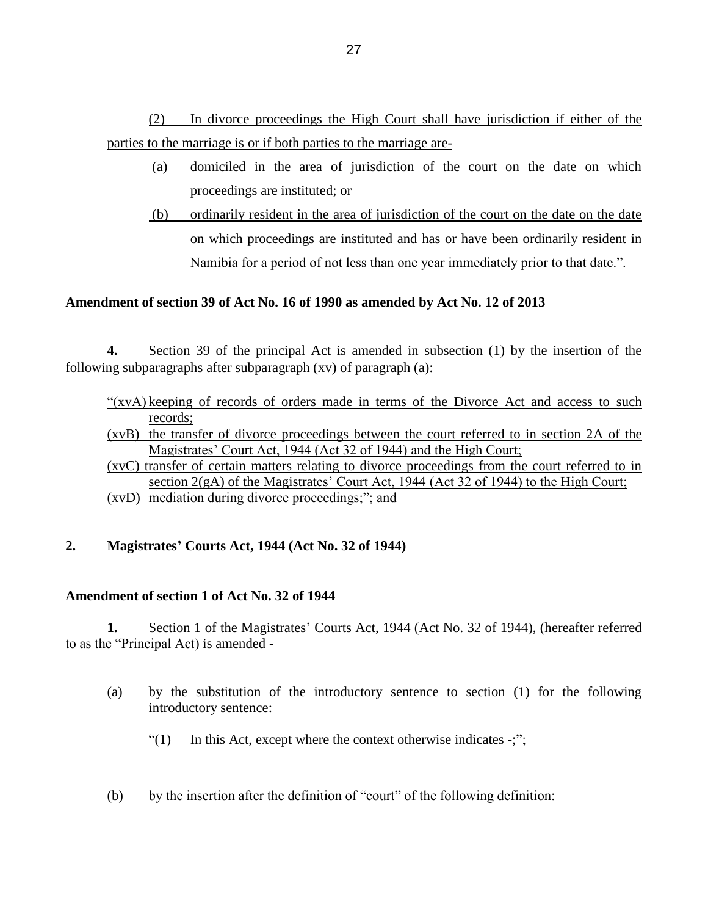(2) In divorce proceedings the High Court shall have jurisdiction if either of the parties to the marriage is or if both parties to the marriage are-

(a) domiciled in the area of jurisdiction of the court on the date on which proceedings are instituted; or

(b) ordinarily resident in the area of jurisdiction of the court on the date on the date on which proceedings are instituted and has or have been ordinarily resident in Namibia for a period of not less than one year immediately prior to that date.".

**Amendment of section 39 of Act No. 16 of 1990 as amended by Act No. 12 of 2013**

**4.** Section 39 of the principal Act is amended in subsection (1) by the insertion of the following subparagraphs after subparagraph (xv) of paragraph (a):

"(xvA) keeping of records of orders made in terms of the Divorce Act and access to such records;

(xvB) the transfer of divorce proceedings between the court referred to in section 2A of the Magistrates' Court Act, 1944 (Act 32 of 1944) and the High Court;

(xvC) transfer of certain matters relating to divorce proceedings from the court referred to in section 2(gA) of the Magistrates' Court Act, 1944 (Act 32 of 1944) to the High Court;

(xvD) mediation during divorce proceedings;"; and

**2. Magistrates' Courts Act, 1944 (Act No. 32 of 1944)**

**Amendment of section 1 of Act No. 32 of 1944**

**1.** Section 1 of the Magistrates' Courts Act, 1944 (Act No. 32 of 1944), (hereafter referred to as the "Principal Act) is amended -

(a) by the substitution of the introductory sentence to section (1) for the following introductory sentence:

"(1) In this Act, except where the context otherwise indicates -;";

(b) by the insertion after the definition of "court" of the following definition: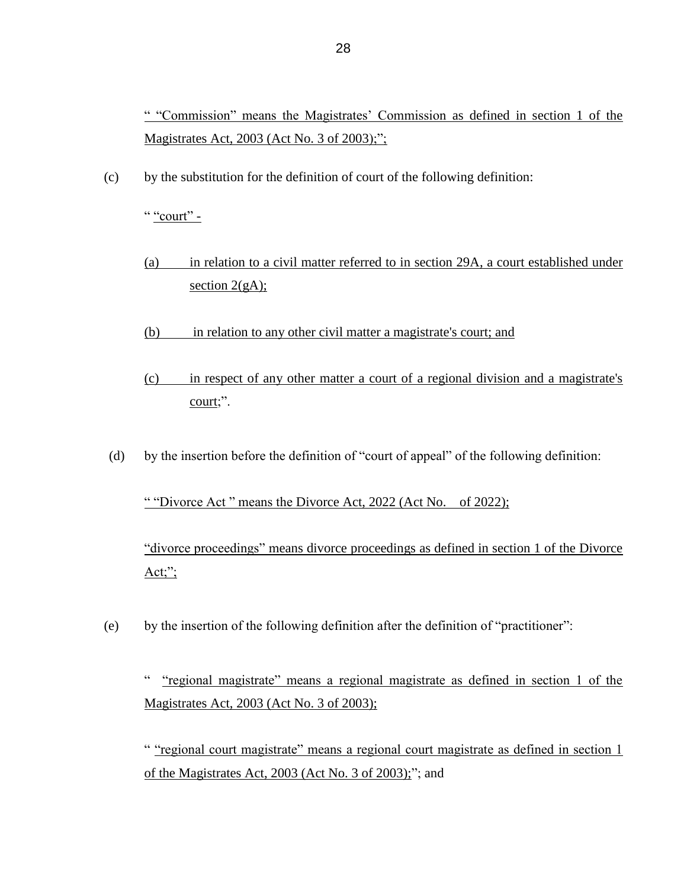" "Commission" means the Magistrates' Commission as defined in section 1 of the Magistrates Act, 2003 (Act No. 3 of 2003);";

(c) by the substitution for the definition of court of the following definition:

" "court" -

(a) in relation to a civil matter referred to in section 29A, a court established under section 2(gA);

(b) in relation to any other civil matter a magistrate's court; and

(c) in respect of any other matter a court of a regional division and a magistrate's court;".

(d) by the insertion before the definition of "court of appeal" of the following definition:

" "Divorce Act " means the Divorce Act, 2022 (Act No. of 2022);

"divorce proceedings" means divorce proceedings as defined in section 1 of the Divorce Act;";

(e) by the insertion of the following definition after the definition of "practitioner":

" "regional magistrate" means a regional magistrate as defined in section 1 of the Magistrates Act, 2003 (Act No. 3 of 2003);

" "regional court magistrate" means a regional court magistrate as defined in section 1 of the Magistrates Act, 2003 (Act No. 3 of 2003);"; and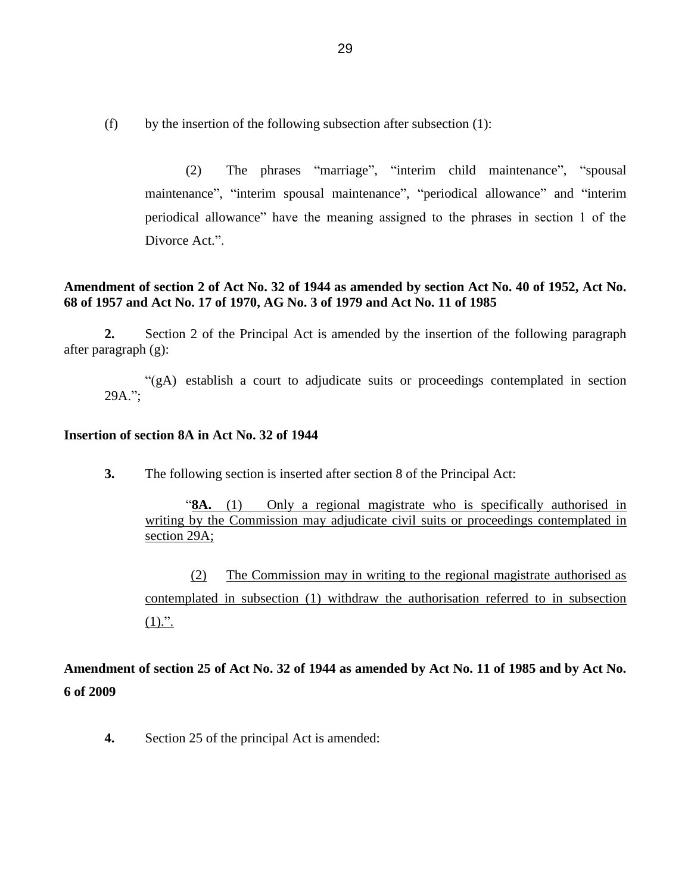(f) by the insertion of the following subsection after subsection (1):

> (2) The phrases "marriage", "interim child maintenance", "spousal maintenance", "interim spousal maintenance", "periodical allowance" and "interim periodical allowance" have the meaning assigned to the phrases in section 1 of the Divorce Act.".

**Amendment of section 2 of Act No. 32 of 1944 as amended by section Act No. 40 of 1952, Act No. 68 of 1957 and Act No. 17 of 1970, AG No. 3 of 1979 and Act No. 11 of 1985**

**2.** Section 2 of the Principal Act is amended by the insertion of the following paragraph after paragraph (g):

> "(gA) establish a court to adjudicate suits or proceedings contemplated in section 29A.";

**Insertion of section 8A in Act No. 32 of 1944**

**3.** The following section is inserted after section 8 of the Principal Act:

> "**8A.** (1) Only a regional magistrate who is specifically authorised in writing by the Commission may adjudicate civil suits or proceedings contemplated in section 29A;
>
> (2) The Commission may in writing to the regional magistrate authorised as contemplated in subsection (1) withdraw the authorisation referred to in subsection (1).".

**Amendment of section 25 of Act No. 32 of 1944 as amended by Act No. 11 of 1985 and by Act No. 6 of 2009**

**4.** Section 25 of the principal Act is amended: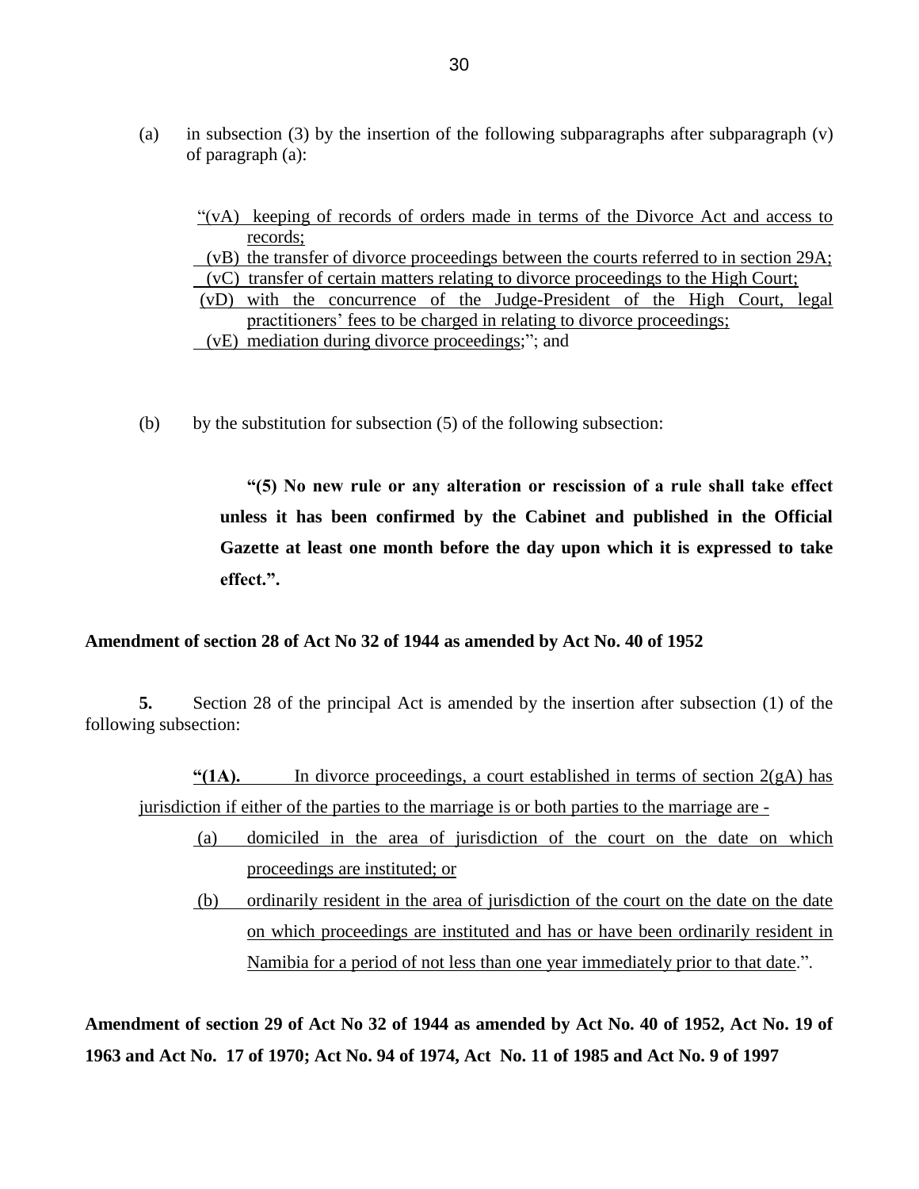(a) in subsection (3) by the insertion of the following subparagraphs after subparagraph (v) of paragraph (a):

"(vA) keeping of records of orders made in terms of the Divorce Act and access to records;

(vB) the transfer of divorce proceedings between the courts referred to in section 29A;

(vC) transfer of certain matters relating to divorce proceedings to the High Court;

(vD) with the concurrence of the Judge-President of the High Court, legal practitioners' fees to be charged in relating to divorce proceedings;

(vE) mediation during divorce proceedings;"; and

(b) by the substitution for subsection (5) of the following subsection:

**"(5) No new rule or any alteration or rescission of a rule shall take effect unless it has been confirmed by the Cabinet and published in the Official Gazette at least one month before the day upon which it is expressed to take effect.".**

**Amendment of section 28 of Act No 32 of 1944 as amended by Act No. 40 of 1952**

**5.** Section 28 of the principal Act is amended by the insertion after subsection (1) of the following subsection:

**"(1A).** In divorce proceedings, a court established in terms of section 2(gA) has jurisdiction if either of the parties to the marriage is or both parties to the marriage are -

(a) domiciled in the area of jurisdiction of the court on the date on which proceedings are instituted; or

(b) ordinarily resident in the area of jurisdiction of the court on the date on the date on which proceedings are instituted and has or have been ordinarily resident in Namibia for a period of not less than one year immediately prior to that date.".

**Amendment of section 29 of Act No 32 of 1944 as amended by Act No. 40 of 1952, Act No. 19 of 1963 and Act No. 17 of 1970; Act No. 94 of 1974, Act No. 11 of 1985 and Act No. 9 of 1997**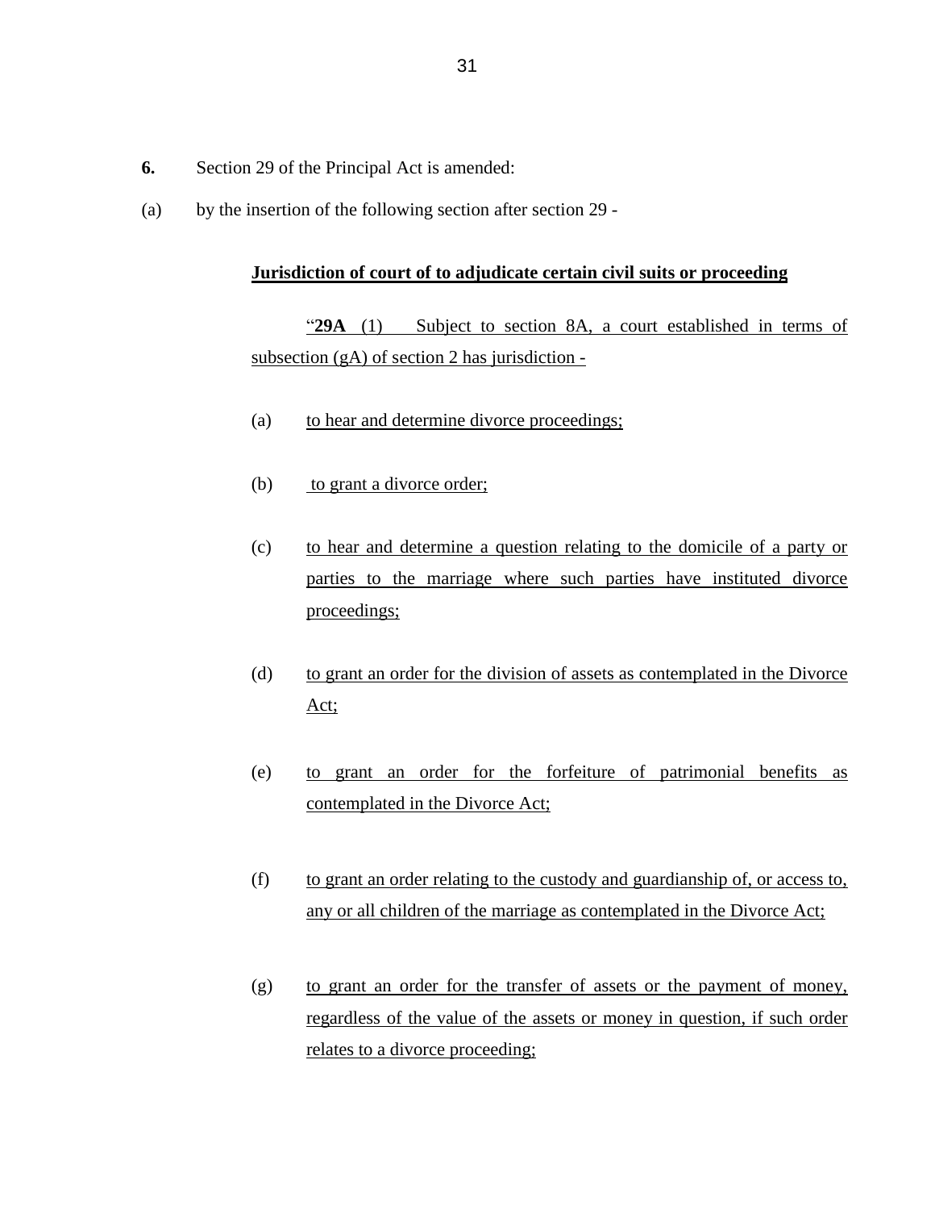**6.** Section 29 of the Principal Act is amended:

(a) by the insertion of the following section after section 29 -

**Jurisdiction of court of to adjudicate certain civil suits or proceeding**

"**29A** (1) Subject to section 8A, a court established in terms of subsection (gA) of section 2 has jurisdiction -

(a) to hear and determine divorce proceedings;

(b) to grant a divorce order;

(c) to hear and determine a question relating to the domicile of a party or parties to the marriage where such parties have instituted divorce proceedings;

(d) to grant an order for the division of assets as contemplated in the Divorce Act;

(e) to grant an order for the forfeiture of patrimonial benefits as contemplated in the Divorce Act;

(f) to grant an order relating to the custody and guardianship of, or access to, any or all children of the marriage as contemplated in the Divorce Act;

(g) to grant an order for the transfer of assets or the payment of money, regardless of the value of the assets or money in question, if such order relates to a divorce proceeding;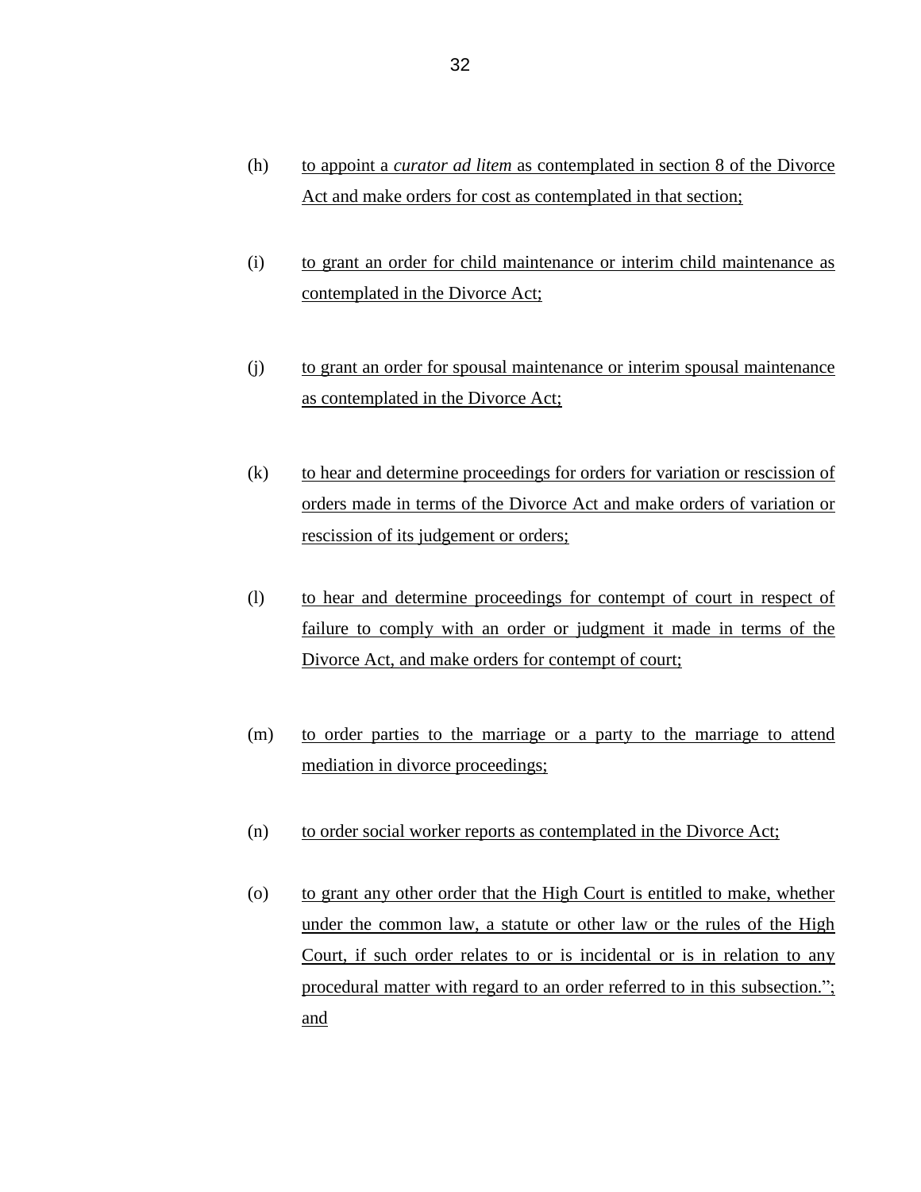(h) to appoint a *curator ad litem* as contemplated in section 8 of the Divorce Act and make orders for cost as contemplated in that section;

(i) to grant an order for child maintenance or interim child maintenance as contemplated in the Divorce Act;

(j) to grant an order for spousal maintenance or interim spousal maintenance as contemplated in the Divorce Act;

(k) to hear and determine proceedings for orders for variation or rescission of orders made in terms of the Divorce Act and make orders of variation or rescission of its judgement or orders;

(l) to hear and determine proceedings for contempt of court in respect of failure to comply with an order or judgment it made in terms of the Divorce Act, and make orders for contempt of court;

(m) to order parties to the marriage or a party to the marriage to attend mediation in divorce proceedings;

(n) to order social worker reports as contemplated in the Divorce Act;

(o) to grant any other order that the High Court is entitled to make, whether under the common law, a statute or other law or the rules of the High Court, if such order relates to or is incidental or is in relation to any procedural matter with regard to an order referred to in this subsection."; and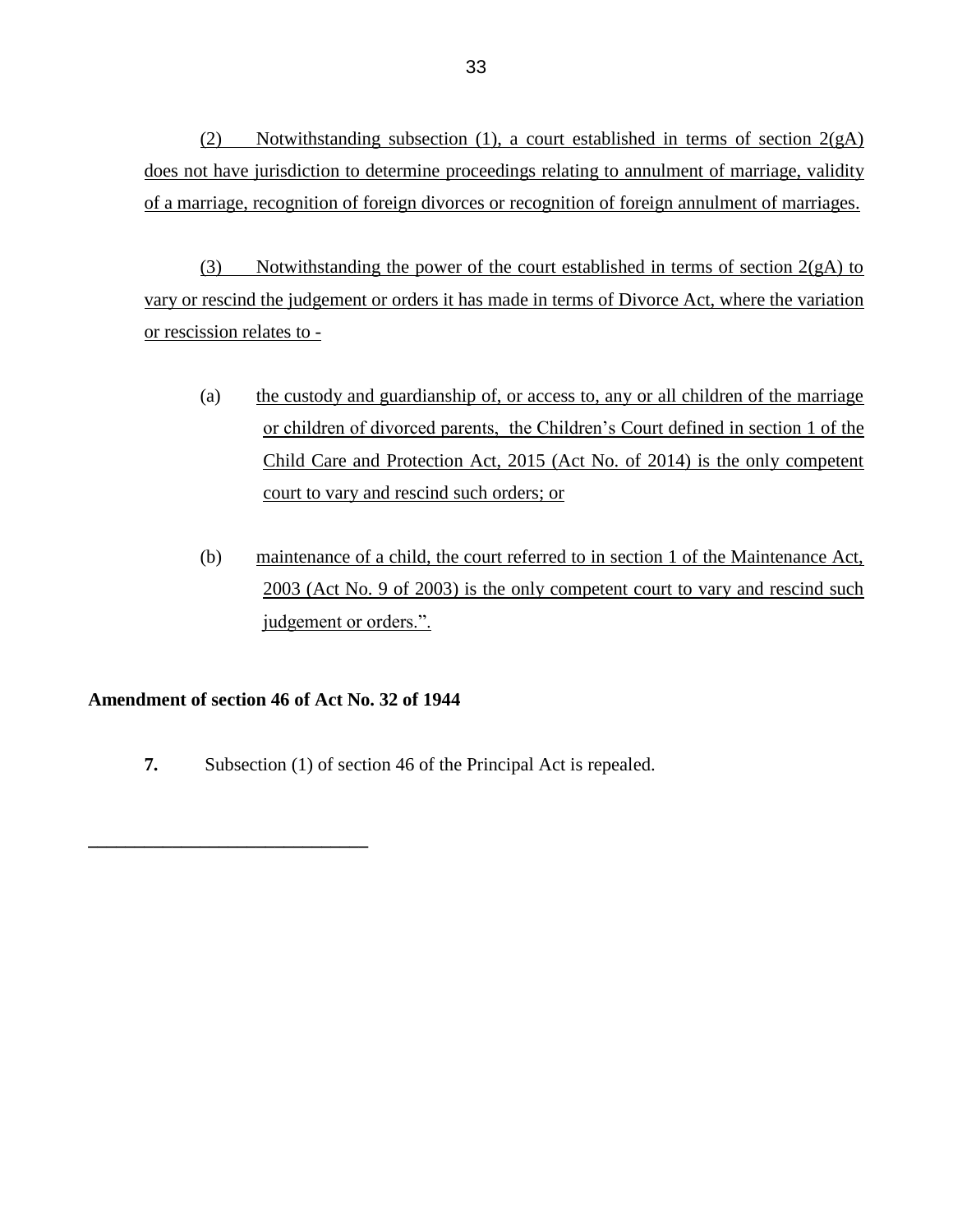(2) Notwithstanding subsection (1), a court established in terms of section 2(gA) does not have jurisdiction to determine proceedings relating to annulment of marriage, validity of a marriage, recognition of foreign divorces or recognition of foreign annulment of marriages.

(3) Notwithstanding the power of the court established in terms of section 2(gA) to vary or rescind the judgement or orders it has made in terms of Divorce Act, where the variation or rescission relates to -

(a) the custody and guardianship of, or access to, any or all children of the marriage or children of divorced parents, the Children's Court defined in section 1 of the Child Care and Protection Act, 2015 (Act No. of 2014) is the only competent court to vary and rescind such orders; or

(b) maintenance of a child, the court referred to in section 1 of the Maintenance Act, 2003 (Act No. 9 of 2003) is the only competent court to vary and rescind such judgement or orders.".

**Amendment of section 46 of Act No. 32 of 1944**

**7.** Subsection (1) of section 46 of the Principal Act is repealed.

\_\_\_\_\_\_\_\_\_\_\_\_\_\_\_\_\_\_\_\_\_\_\_\_\_\_\_\_\_\_